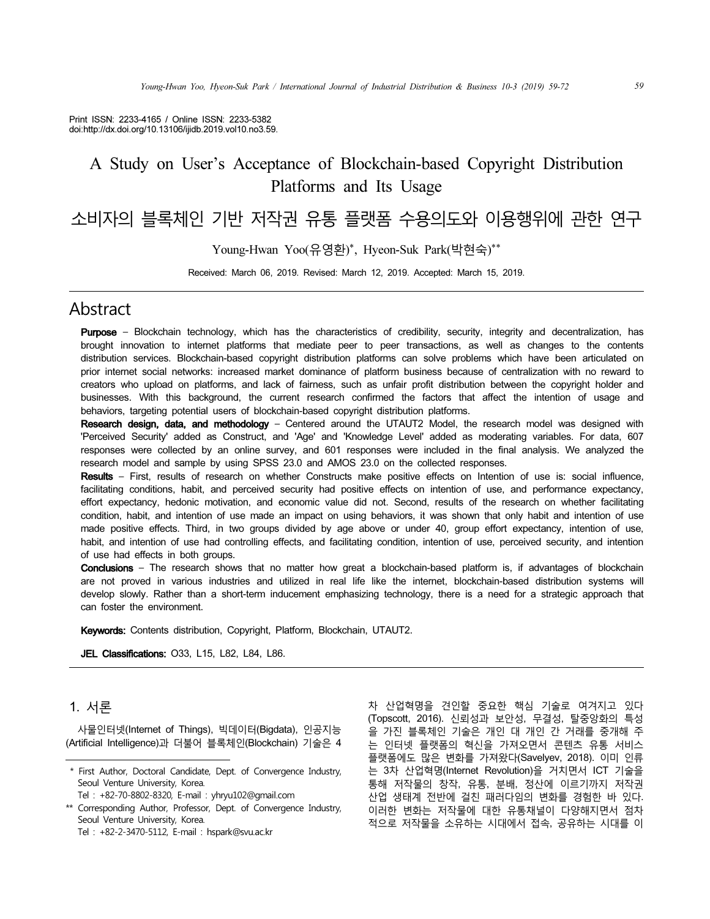Print ISSN: 2233-4165 / Online ISSN: 2233-5382
doi:http://dx.doi.org/10.13106/ijidb.2019.vol10.no3.59.

# A Study on User's Acceptance of Blockchain-based Copyright Distribution Platforms and Its Usage

# 소비자의 블록체인 기반 저작권 유통 플랫폼 수용의도와 이용행위에 관한 연구

Young-Hwan Yoo(유영환)*, Hyeon-Suk Park(박현숙)**

Received: March 06, 2019. Revised: March 12, 2019. Accepted: March 15, 2019.

## Abstract

**Purpose** – Blockchain technology, which has the characteristics of credibility, security, integrity and decentralization, has brought innovation to internet platforms that mediate peer to peer transactions, as well as changes to the contents distribution services. Blockchain-based copyright distribution platforms can solve problems which have been articulated on prior internet social networks: increased market dominance of platform business because of centralization with no reward to creators who upload on platforms, and lack of fairness, such as unfair profit distribution between the copyright holder and businesses. With this background, the current research confirmed the factors that affect the intention of usage and behaviors, targeting potential users of blockchain-based copyright distribution platforms.

**Research design, data, and methodology** – Centered around the UTAUT2 Model, the research model was designed with 'Perceived Security' added as Construct, and 'Age' and 'Knowledge Level' added as moderating variables. For data, 607 responses were collected by an online survey, and 601 responses were included in the final analysis. We analyzed the research model and sample by using SPSS 23.0 and AMOS 23.0 on the collected responses.

**Results** – First, results of research on whether Constructs make positive effects on Intention of use is: social influence, facilitating conditions, habit, and perceived security had positive effects on intention of use, and performance expectancy, effort expectancy, hedonic motivation, and economic value did not. Second, results of the research on whether facilitating condition, habit, and intention of use made an impact on using behaviors, it was shown that only habit and intention of use made positive effects. Third, in two groups divided by age above or under 40, group effort expectancy, intention of use, habit, and intention of use had controlling effects, and facilitating condition, intention of use, perceived security, and intention of use had effects in both groups.

**Conclusions** – The research shows that no matter how great a blockchain-based platform is, if advantages of blockchain are not proved in various industries and utilized in real life like the internet, blockchain-based distribution systems will develop slowly. Rather than a short-term inducement emphasizing technology, there is a need for a strategic approach that can foster the environment.

**Keywords:** Contents distribution, Copyright, Platform, Blockchain, UTAUT2.

**JEL Classifications:** O33, L15, L82, L84, L86.

## 1. 서론

사물인터넷(Internet of Things), 빅데이터(Bigdata), 인공지능(Artificial Intelligence)과 더불어 블록체인(Blockchain) 기술은 4차 산업혁명을 견인할 중요한 핵심 기술로 여겨지고 있다(Topscott, 2016). 신뢰성과 보안성, 무결성, 탈중앙화의 특성을 가진 블록체인 기술은 개인 대 개인 간 거래를 중개해 주는 인터넷 플랫폼의 혁신을 가져오면서 콘텐츠 유통 서비스 플랫폼에도 많은 변화를 가져왔다(Savelyev, 2018). 이미 인류는 3차 산업혁명(Internet Revolution)을 거치면서 ICT 기술을 통해 저작물의 창작, 유통, 분배, 정산에 이르기까지 저작권 산업 생태계 전반에 걸친 패러다임의 변화를 경험한 바 있다. 이러한 변화는 저작물에 대한 유통채널이 다양해지면서 점차적으로 저작물을 소유하는 시대에서 접속, 공유하는 시대를 이

---

\* First Author, Doctoral Candidate, Dept. of Convergence Industry, Seoul Venture University, Korea.
Tel : +82-70-8802-8320, E-mail : yhryu102@gmail.com

\*\* Corresponding Author, Professor, Dept. of Convergence Industry, Seoul Venture University, Korea.
Tel : +82-2-3470-5112, E-mail : hspark@svu.ac.kr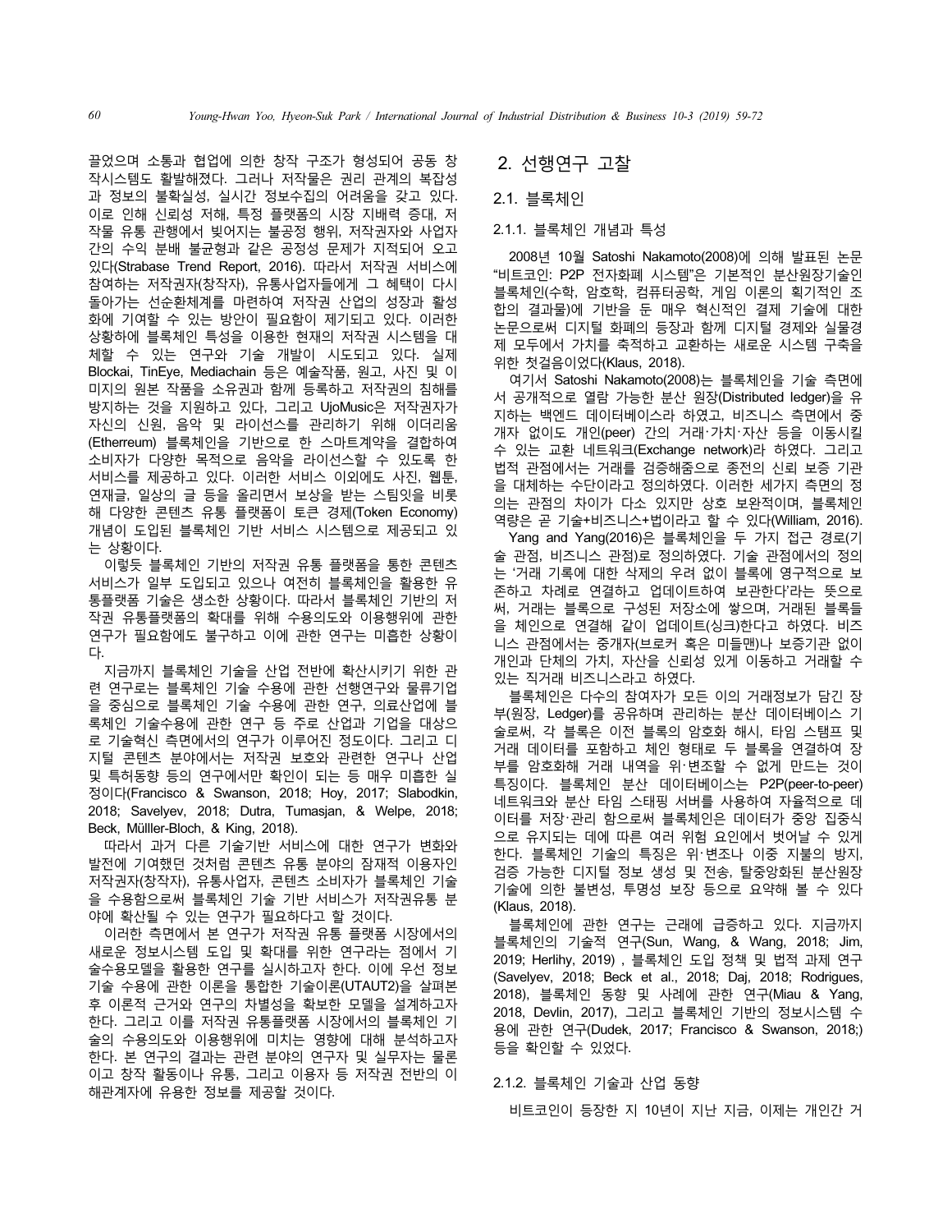끝었으며 소통과 협업에 의한 창작 구조가 형성되어 공동 창작시스템도 활발해졌다. 그러나 저작물은 권리 관계의 복잡성과 정보의 불확실성, 실시간 정보수집의 어려움을 갖고 있다. 이로 인해 신뢰성 저해, 특정 플랫폼의 시장 지배력 증대, 저작물 유통 관행에서 빚어지는 불공정 행위, 저작권자와 사업자 간의 수익 분배 불균형과 같은 공정성 문제가 지적되어 오고 있다(Strabase Trend Report, 2016). 따라서 저작권 서비스에 참여하는 저작권자(창작자), 유통사업자들에게 그 혜택이 다시 돌아가는 선순환체계를 마련하여 저작권 산업의 성장과 활성화에 기여할 수 있는 방안이 필요함이 제기되고 있다. 이러한 상황하에 블록체인 특성을 이용한 현재의 저작권 시스템을 대체할 수 있는 연구와 기술 개발이 시도되고 있다. 실제 Blockai, TinEye, Mediachain 등은 예술작품, 원고, 사진 및 이미지의 원본 작품을 소유권과 함께 등록하고 저작권의 침해를 방지하는 것을 지원하고 있다, 그리고 UjoMusic은 저작권자가 자신의 신원, 음악 및 라이선스를 관리하기 위해 이더리움(Etherreum) 블록체인을 기반으로 한 스마트계약을 결합하여 소비자가 다양한 목적으로 음악을 라이선스할 수 있도록 한 서비스를 제공하고 있다. 이러한 서비스 이외에도 사진, 웹툰, 연재글, 일상의 글 등을 올리면서 보상을 받는 스팀잇을 비롯해 다양한 콘텐츠 유통 플랫폼이 토큰 경제(Token Economy) 개념이 도입된 블록체인 기반 서비스 시스템으로 제공되고 있는 상황이다.

이렇듯 블록체인 기반의 저작권 유통 플랫폼을 통한 콘텐츠 서비스가 일부 도입되고 있으나 여전히 블록체인을 활용한 유통플랫폼 기술은 생소한 상황이다. 따라서 블록체인 기반의 저작권 유통플랫폼의 확대를 위해 수용의도와 이용행위에 관한 연구가 필요함에도 불구하고 이에 관한 연구는 미흡한 상황이다.

지금까지 블록체인 기술을 산업 전반에 확산시키기 위한 관련 연구로는 블록체인 기술 수용에 관한 선행연구와 물류기업을 중심으로 블록체인 기술 수용에 관한 연구, 의료산업에 블록체인 기술수용에 관한 연구 등 주로 산업과 기업을 대상으로 기술혁신 측면에서의 연구가 이루어진 정도이다. 그리고 디지털 콘텐츠 분야에서는 저작권 보호와 관련한 연구나 산업 및 특허동향 등의 연구에서만 확인이 되는 등 매우 미흡한 실정이다(Francisco & Swanson, 2018; Hoy, 2017; Slabodkin, 2018; Savelyev, 2018; Dutra, Tumasjan, & Welpe, 2018; Beck, Mülller-Bloch, & King, 2018).

따라서 과거 다른 기술기반 서비스에 대한 연구가 변화와 발전에 기여했던 것처럼 콘텐츠 유통 분야의 잠재적 이용자인 저작권자(창작자), 유통사업자, 콘텐츠 소비자가 블록체인 기술을 수용함으로써 블록체인 기술 기반 서비스가 저작권유통 분야에 확산될 수 있는 연구가 필요하다고 할 것이다.

이러한 측면에서 본 연구가 저작권 유통 플랫폼 시장에서의 새로운 정보시스템 도입 및 확대를 위한 연구라는 점에서 기술수용모델을 활용한 연구를 실시하고자 한다. 이에 우선 정보기술 수용에 관한 이론을 통합한 기술이론(UTAUT2)을 살펴본 후 이론적 근거와 연구의 차별성을 확보한 모델을 설계하고자 한다. 그리고 이를 저작권 유통플랫폼 시장에서의 블록체인 기술의 수용의도와 이용행위에 미치는 영향에 대해 분석하고자 한다. 본 연구의 결과는 관련 분야의 연구자 및 실무자는 물론이고 창작 활동이나 유통, 그리고 이용자 등 저작권 전반의 이해관계자에 유용한 정보를 제공할 것이다.

## 2. 선행연구 고찰

### 2.1. 블록체인

#### 2.1.1. 블록체인 개념과 특성

2008년 10월 Satoshi Nakamoto(2008)에 의해 발표된 논문 "비트코인: P2P 전자화폐 시스템"은 기본적인 분산원장기술인 블록체인(수학, 암호학, 컴퓨터공학, 게임 이론의 획기적인 조합의 결과물)에 기반을 둔 매우 혁신적인 결제 기술에 대한 논문으로써 디지털 화폐의 등장과 함께 디지털 경제와 실물경제 모두에서 가치를 축적하고 교환하는 새로운 시스템 구축을 위한 첫걸음이었다(Klaus, 2018).

여기서 Satoshi Nakamoto(2008)는 블록체인을 기술 측면에서 공개적으로 열람 가능한 분산 원장(Distributed ledger)을 유지하는 백엔드 데이터베이스라 하였고, 비즈니스 측면에서 중개자 없이도 개인(peer) 간의 거래·가치·자산 등을 이동시킬 수 있는 교환 네트워크(Exchange network)라 하였다. 그리고 법적 관점에서는 거래를 검증해줌으로 종전의 신뢰 보증 기관을 대체하는 수단이라고 정의하였다. 이러한 세가지 측면의 정의는 관점의 차이가 다소 있지만 상호 보완적이며, 블록체인 역량은 곧 기술+비즈니스+법이라고 할 수 있다(William, 2016).

Yang and Yang(2016)은 블록체인을 두 가지 접근 경로(기술 관점, 비즈니스 관점)로 정의하였다. 기술 관점에서의 정의는 '거래 기록에 대한 삭제의 우려 없이 블록에 영구적으로 보존하고 차례로 연결하고 업데이트하여 보관한다'라는 뜻으로써, 거래는 블록으로 구성된 저장소에 쌓으며, 거래된 블록들을 체인으로 연결해 같이 업데이트(싱크)한다고 하였다. 비즈니스 관점에서는 중개자(브로커 혹은 미들맨)나 보증기관 없이 개인과 단체의 가치, 자산을 신뢰성 있게 이동하고 거래할 수 있는 직거래 비즈니스라고 하였다.

블록체인은 다수의 참여자가 모든 이의 거래정보가 담긴 장부(원장, Ledger)를 공유하며 관리하는 분산 데이터베이스 기술로써, 각 블록은 이전 블록의 암호화 해시, 타임 스탬프 및 거래 데이터를 포함하고 체인 형태로 두 블록을 연결하여 장부를 암호화해 거래 내역을 위·변조할 수 없게 만드는 것이 특징이다. 블록체인 분산 데이터베이스는 P2P(peer-to-peer) 네트워크와 분산 타임 스태핑 서버를 사용하여 자율적으로 데이터를 저장·관리 함으로써 블록체인은 데이터가 중앙 집중식으로 유지되는 데에 따른 여러 위험 요인에서 벗어날 수 있게 한다. 블록체인 기술의 특징은 위·변조나 이중 지불의 방지, 검증 가능한 디지털 정보 생성 및 전송, 탈중앙화된 분산원장기술에 의한 불변성, 투명성 보장 등으로 요약해 볼 수 있다(Klaus, 2018).

블록체인에 관한 연구는 근래에 급증하고 있다. 지금까지 블록체인의 기술적 연구(Sun, Wang, & Wang, 2018; Jim, 2019; Herlihy, 2019) , 블록체인 도입 정책 및 법적 과제 연구(Savelyev, 2018; Beck et al., 2018; Daj, 2018; Rodrigues, 2018), 블록체인 동향 및 사례에 관한 연구(Miau & Yang, 2018, Devlin, 2017), 그리고 블록체인 기반의 정보시스템 수용에 관한 연구(Dudek, 2017; Francisco & Swanson, 2018;) 등을 확인할 수 있었다.

#### 2.1.2. 블록체인 기술과 산업 동향

비트코인이 등장한 지 10년이 지난 지금, 이제는 개인간 거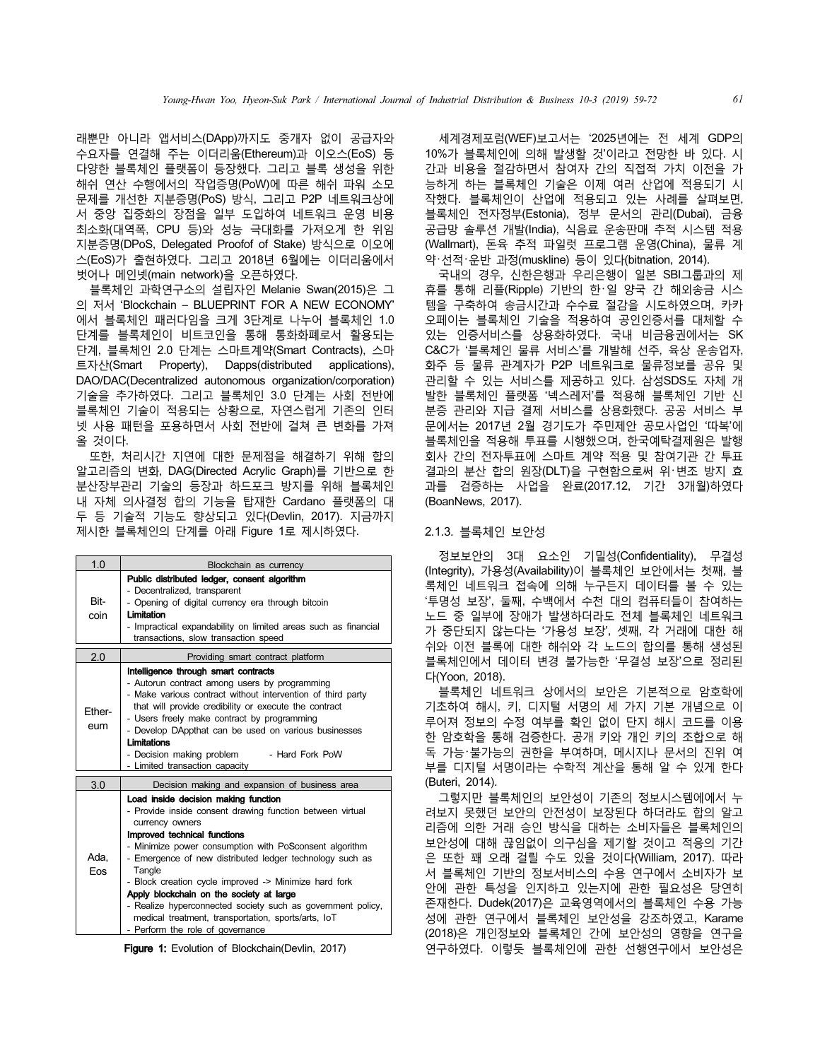래뿐만 아니라 앱서비스(DApp)까지도 중개자 없이 공급자와 수요자를 연결해 주는 이더리움(Ethereum)과 이오스(EoS) 등 다양한 블록체인 플랫폼이 등장했다. 그리고 블록 생성을 위한 해쉬 연산 수행에서의 작업증명(PoW)에 따른 해쉬 파워 소모 문제를 개선한 지분증명(PoS) 방식, 그리고 P2P 네트워크상에서 중앙 집중화의 장점을 일부 도입하여 네트워크 운영 비용 최소화(대역폭, CPU 등)와 성능 극대화를 가져오게 한 위임지분증명(DPoS, Delegated Proofof of Stake) 방식으로 이오에스(EoS)가 출현하였다. 그리고 2018년 6월에는 이더리움에서 벗어나 메인넷(main network)을 오픈하였다.

블록체인 과학연구소의 설립자인 Melanie Swan(2015)은 그의 저서 'Blockchain – BLUEPRINT FOR A NEW ECONOMY'에서 블록체인 패러다임을 크게 3단계로 나누어 블록체인 1.0 단계를 블록체인이 비트코인을 통해 통화화폐로서 활용되는 단계, 블록체인 2.0 단계는 스마트계약(Smart Contracts), 스마트자산(Smart Property), Dapps(distributed applications), DAO/DAC(Decentralized autonomous organization/corporation) 기술을 추가하였다. 그리고 블록체인 3.0 단계는 사회 전반에 블록체인 기술이 적용되는 상황으로, 자연스럽게 기존의 인터넷 사용 패턴을 포용하면서 사회 전반에 걸쳐 큰 변화를 가져올 것이다.

또한, 처리시간 지연에 대한 문제점을 해결하기 위해 합의 알고리즘의 변화, DAG(Directed Acrylic Graph)를 기반으로 한 분산장부관리 기술의 등장과 하드포크 방지를 위해 블록체인 내 자체 의사결정 합의 기능을 탑재한 Cardano 플랫폼의 대두 등 기술적 기능도 향상되고 있다(Devlin, 2017). 지금까지 제시한 블록체인의 단계를 아래 Figure 1로 제시하였다.

| 1.0 | Blockchain as currency |
|---|---|
| Bit-coin | **Public distributed ledger, consent algorithm**<br>- Decentralized, transparent<br>- Opening of digital currency era through bitcoin<br>**Limitation**<br>- Impractical expandability on limited areas such as financial transactions, slow transaction speed |
| **2.0** | **Providing smart contract platform** |
| Ether-eum | **Intelligence through smart contracts**<br>- Autorun contract among users by programming<br>- Make various contract without intervention of third party that will provide credibility or execute the contract<br>- Users freely make contract by programming<br>- Develop DAppthat can be used on various businesses<br>**Limitations**<br>- Decision making problem - Hard Fork PoW<br>- Limited transaction capacity |
| **3.0** | **Decision making and expansion of business area** |
| Ada, Eos | **Load inside decision making function**<br>- Provide inside consent drawing function between virtual currency owners<br>**Improved technical functions**<br>- Minimize power consumption with PoSconsent algorithm<br>- Emergence of new distributed ledger technology such as Tangle<br>- Block creation cycle improved -> Minimize hard fork<br>**Apply blockchain on the society at large**<br>- Realize hyperconnected society such as government policy, medical treatment, transportation, sports/arts, IoT<br>- Perform the role of governance |

**Figure 1:** Evolution of Blockchain(Devlin, 2017)

세계경제포럼(WEF)보고서는 '2025년에는 전 세계 GDP의 10%가 블록체인에 의해 발생할 것'이라고 전망한 바 있다. 시간과 비용을 절감하면서 참여자 간의 직접적 가치 이전을 가능하게 하는 블록체인 기술은 이제 여러 산업에 적용되기 시작했다. 블록체인이 산업에 적용되고 있는 사례를 살펴보면, 블록체인 전자정부(Estonia), 정부 문서의 관리(Dubai), 금융 공급망 솔루션 개발(India), 식음료 운송판매 추적 시스템 적용(Wallmart), 돈육 추적 파일럿 프로그램 운영(China), 물류 계약·선적·운반 과정(muskline) 등이 있다(bitnation, 2014).

국내의 경우, 신한은행과 우리은행이 일본 SBI그룹과의 제휴를 통해 리플(Ripple) 기반의 한·일 양국 간 해외송금 시스템을 구축하여 송금시간과 수수료 절감을 시도하였으며, 카카오페이는 블록체인 기술을 적용하여 공인인증서를 대체할 수 있는 인증서비스를 상용화하였다. 국내 비금융권에서는 SK C&C가 '블록체인 물류 서비스'를 개발해 선주, 육상 운송업자, 화주 등 물류 관계자가 P2P 네트워크로 물류정보를 공유 및 관리할 수 있는 서비스를 제공하고 있다. 삼성SDS도 자체 개발한 블록체인 플랫폼 '넥스레저'를 적용해 블록체인 기반 신분증 관리와 지급 결제 서비스를 상용화했다. 공공 서비스 부문에서는 2017년 2월 경기도가 주민제안 공모사업인 '따복'에 블록체인을 적용해 투표를 시행했으며, 한국예탁결제원은 발행회사 간의 전자투표에 스마트 계약 적용 및 참여기관 간 투표 결과의 분산 합의 원장(DLT)을 구현함으로써 위·변조 방지 효과를 검증하는 사업을 완료(2017.12, 기간 3개월)하였다(BoanNews, 2017).

### 2.1.3. 블록체인 보안성

정보보안의 3대 요소인 기밀성(Confidentiality), 무결성(Integrity), 가용성(Availability)이 블록체인 보안에서는 첫째, 블록체인 네트워크 접속에 의해 누구든지 데이터를 볼 수 있는 '투명성 보장', 둘째, 수백에서 수천 대의 컴퓨터들이 참여하는 노드 중 일부에 장애가 발생하더라도 전체 블록체인 네트워크가 중단되지 않는다는 '가용성 보장', 셋째, 각 거래에 대한 해쉬와 이전 블록에 대한 해쉬와 각 노드의 합의를 통해 생성된 블록체인에서 데이터 변경 불가능한 '무결성 보장'으로 정리된다(Yoon, 2018).

블록체인 네트워크 상에서의 보안은 기본적으로 암호학에 기초하여 해시, 키, 디지털 서명의 세 가지 기본 개념으로 이루어져 정보의 수정 여부를 확인 없이 단지 해시 코드를 이용한 암호학을 통해 검증한다. 공개 키와 개인 키의 조합으로 해독 가능·불가능의 권한을 부여하며, 메시지나 문서의 진위 여부를 디지털 서명이라는 수학적 계산을 통해 알 수 있게 한다(Buteri, 2014).

그렇지만 블록체인의 보안성이 기존의 정보시스템에서에서 누려보지 못했던 보안의 안전성이 보장된다 하더라도 합의 알고리즘에 의한 거래 승인 방식을 대하는 소비자들은 블록체인의 보안성에 대해 끊임없이 의구심을 제기할 것이고 적응의 기간은 또한 꽤 오래 걸릴 수도 있을 것이다(William, 2017). 따라서 블록체인 기반의 정보서비스의 수용 연구에서 소비자가 보안에 관한 특성을 인지하고 있는지에 관한 필요성은 당연히 존재한다. Dudek(2017)은 교육영역에서의 블록체인 수용 가능성에 관한 연구에서 블록체인 보안성을 강조하였고, Karame(2018)은 개인정보와 블록체인 간에 보안성의 영향을 연구을 연구하였다. 이렇듯 블록체인에 관한 선행연구에서 보안성은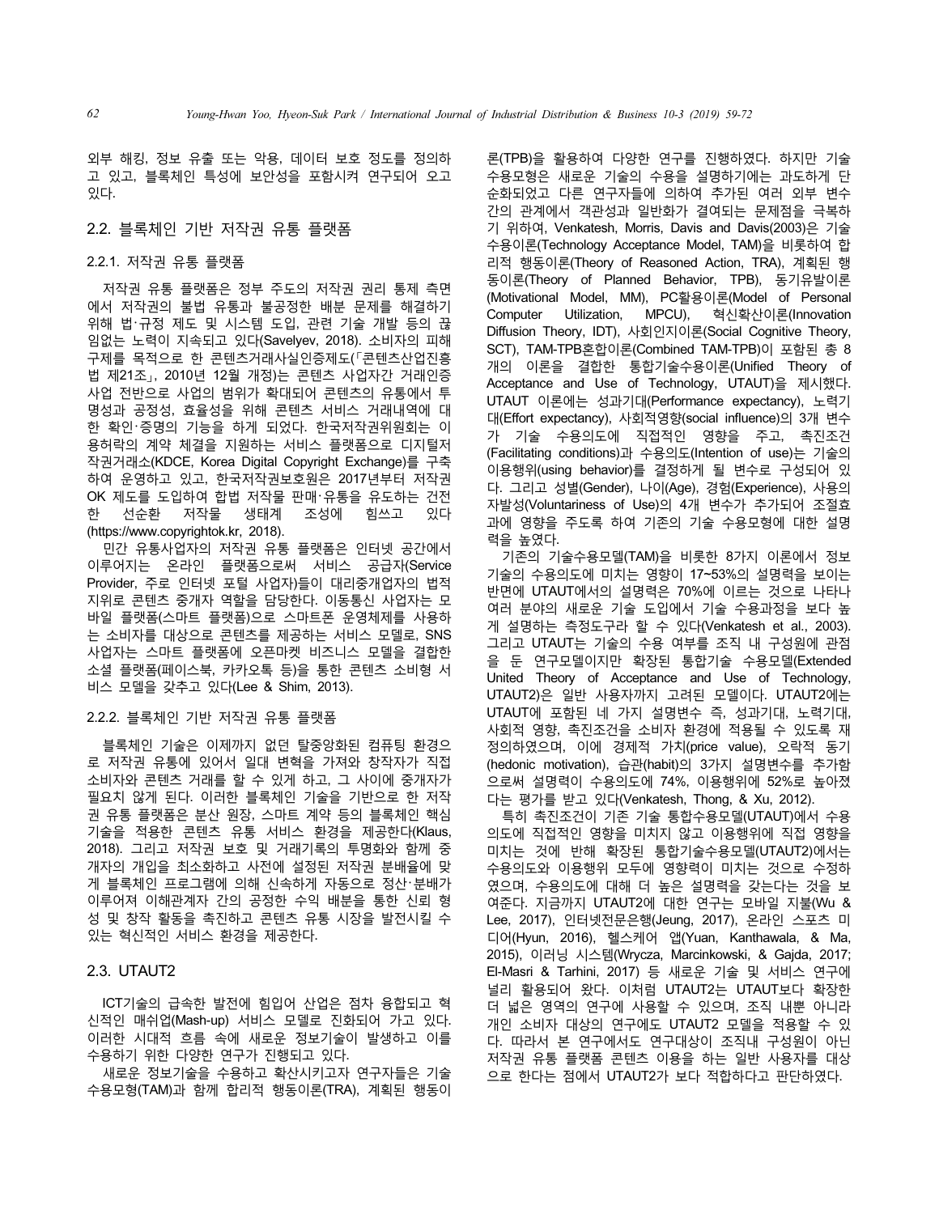외부 해킹, 정보 유출 또는 악용, 데이터 보호 정도를 정의하고 있고, 블록체인 특성에 보안성을 포함시켜 연구되어 오고 있다.

## 2.2. 블록체인 기반 저작권 유통 플랫폼

### 2.2.1. 저작권 유통 플랫폼

저작권 유통 플랫폼은 정부 주도의 저작권 권리 통제 측면에서 저작권의 불법 유통과 불공정한 배분 문제를 해결하기 위해 법·규정 제도 및 시스템 도입, 관련 기술 개발 등의 끊임없는 노력이 지속되고 있다(Savelyev, 2018). 소비자의 피해 구제를 목적으로 한 콘텐츠거래사실인증제도(「콘텐츠산업진흥법 제21조」, 2010년 12월 개정)는 콘텐츠 사업자간 거래인증 사업 전반으로 사업의 범위가 확대되어 콘텐츠의 유통에서 투명성과 공정성, 효율성을 위해 콘텐츠 서비스 거래내역에 대한 확인·증명의 기능을 하게 되었다. 한국저작권위원회는 이용허락의 계약 체결을 지원하는 서비스 플랫폼으로 디지털저작권거래소(KDCE, Korea Digital Copyright Exchange)를 구축하여 운영하고 있고, 한국저작권보호원은 2017년부터 저작권OK 제도를 도입하여 합법 저작물 판매·유통을 유도하는 건전한 선순환 저작물 생태계 조성에 힘쓰고 있다(https://www.copyrightok.kr, 2018).

민간 유통사업자의 저작권 유통 플랫폼은 인터넷 공간에서 이루어지는 온라인 플랫폼으로써 서비스 공급자(Service Provider, 주로 인터넷 포털 사업자)들이 대리중개업자의 법적 지위로 콘텐츠 중개자 역할을 담당한다. 이동통신 사업자는 모바일 플랫폼(스마트 플랫폼)으로 스마트폰 운영체제를 사용하는 소비자를 대상으로 콘텐츠를 제공하는 서비스 모델로, SNS 사업자는 스마트 플랫폼에 오픈마켓 비즈니스 모델을 결합한 소셜 플랫폼(페이스북, 카카오톡 등)을 통한 콘텐츠 소비형 서비스 모델을 갖추고 있다(Lee & Shim, 2013).

### 2.2.2. 블록체인 기반 저작권 유통 플랫폼

블록체인 기술은 이제까지 없던 탈중앙화된 컴퓨팅 환경으로 저작권 유통에 있어서 일대 변혁을 가져와 창작자가 직접 소비자와 콘텐츠 거래를 할 수 있게 하고, 그 사이에 중개자가 필요치 않게 된다. 이러한 블록체인 기술을 기반으로 한 저작권 유통 플랫폼은 분산 원장, 스마트 계약 등의 블록체인 핵심 기술을 적용한 콘텐츠 유통 서비스 환경을 제공한다(Klaus, 2018). 그리고 저작권 보호 및 거래기록의 투명화와 함께 중개자의 개입을 최소화하고 사전에 설정된 저작권 분배율에 맞게 블록체인 프로그램에 의해 신속하게 자동으로 정산·분배가 이루어져 이해관계자 간의 공정한 수익 배분을 통한 신뢰 형성 및 창작 활동을 촉진하고 콘텐츠 유통 시장을 발전시킬 수 있는 혁신적인 서비스 환경을 제공한다.

## 2.3. UTAUT2

ICT기술의 급속한 발전에 힘입어 산업은 점차 융합되고 혁신적인 매쉬업(Mash-up) 서비스 모델로 진화되어 가고 있다. 이러한 시대적 흐름 속에 새로운 정보기술이 발생하고 이를 수용하기 위한 다양한 연구가 진행되고 있다.

새로운 정보기술을 수용하고 확산시키고자 연구자들은 기술수용모형(TAM)과 함께 합리적 행동이론(TRA), 계획된 행동이론(TPB)을 활용하여 다양한 연구를 진행하였다. 하지만 기술수용모형은 새로운 기술의 수용을 설명하기에는 과도하게 단순화되었고 다른 연구자들에 의하여 추가된 여러 외부 변수 간의 관계에서 객관성과 일반화가 결여되는 문제점을 극복하기 위하여, Venkatesh, Morris, Davis and Davis(2003)은 기술수용이론(Technology Acceptance Model, TAM)을 비롯하여 합리적 행동이론(Theory of Reasoned Action, TRA), 계획된 행동이론(Theory of Planned Behavior, TPB), 동기유발이론(Motivational Model, MM), PC활용이론(Model of Personal Computer Utilization, MPCU), 혁신확산이론(Innovation Diffusion Theory, IDT), 사회인지이론(Social Cognitive Theory, SCT), TAM-TPB혼합이론(Combined TAM-TPB)이 포함된 총 8개의 이론을 결합한 통합기술수용이론(Unified Theory of Acceptance and Use of Technology, UTAUT)을 제시했다. UTAUT 이론에는 성과기대(Performance expectancy), 노력기대(Effort expectancy), 사회적영향(social influence)의 3개 변수가 기술 수용의도에 직접적인 영향을 주고, 촉진조건(Facilitating conditions)과 수용의도(Intention of use)는 기술의 이용행위(using behavior)를 결정하게 될 변수로 구성되어 있다. 그리고 성별(Gender), 나이(Age), 경험(Experience), 사용의 자발성(Voluntariness of Use)의 4개 변수가 추가되어 조절효과에 영향을 주도록 하여 기존의 기술 수용모형에 대한 설명력을 높였다.

기존의 기술수용모델(TAM)을 비롯한 8가지 이론에서 정보기술의 수용의도에 미치는 영향이 17~53%의 설명력을 보이는 반면에 UTAUT에서의 설명력은 70%에 이르는 것으로 나타나 여러 분야의 새로운 기술 도입에서 기술 수용과정을 보다 높게 설명하는 측정도구라 할 수 있다(Venkatesh et al., 2003). 그리고 UTAUT는 기술의 수용 여부를 조직 내 구성원에 관점을 둔 연구모델이지만 확장된 통합기술 수용모델(Extended United Theory of Acceptance and Use of Technology, UTAUT2)은 일반 사용자까지 고려된 모델이다. UTAUT2에는 UTAUT에 포함된 네 가지 설명변수 즉, 성과기대, 노력기대, 사회적 영향, 촉진조건을 소비자 환경에 적용될 수 있도록 재정의하였으며, 이에 경제적 가치(price value), 오락적 동기(hedonic motivation), 습관(habit)의 3가지 설명변수를 추가함으로써 설명력이 수용의도에 74%, 이용행위에 52%로 높아졌다는 평가를 받고 있다(Venkatesh, Thong, & Xu, 2012).

특히 촉진조건이 기존 기술 통합수용모델(UTAUT)에서 수용의도에 직접적인 영향을 미치지 않고 이용행위에 직접 영향을 미치는 것에 반해 확장된 통합기술수용모델(UTAUT2)에서는 수용의도와 이용행위 모두에 영향력이 미치는 것으로 수정하였으며, 수용의도에 대해 더 높은 설명력을 갖는다는 것을 보여준다. 지금까지 UTAUT2에 대한 연구는 모바일 지불(Wu & Lee, 2017), 인터넷전문은행(Jeung, 2017), 온라인 스포츠 미디어(Hyun, 2016), 헬스케어 앱(Yuan, Kanthawala, & Ma, 2015), 이러닝 시스템(Wrycza, Marcinkowski, & Gajda, 2017; El-Masri & Tarhini, 2017) 등 새로운 기술 및 서비스 연구에 널리 활용되어 왔다. 이처럼 UTAUT2는 UTAUT보다 확장한 더 넓은 영역의 연구에 사용할 수 있으며, 조직 내뿐 아니라 개인 소비자 대상의 연구에도 UTAUT2 모델을 적용할 수 있다. 따라서 본 연구에서도 연구대상이 조직내 구성원이 아닌 저작권 유통 플랫폼 콘텐츠 이용을 하는 일반 사용자를 대상으로 한다는 점에서 UTAUT2가 보다 적합하다고 판단하였다.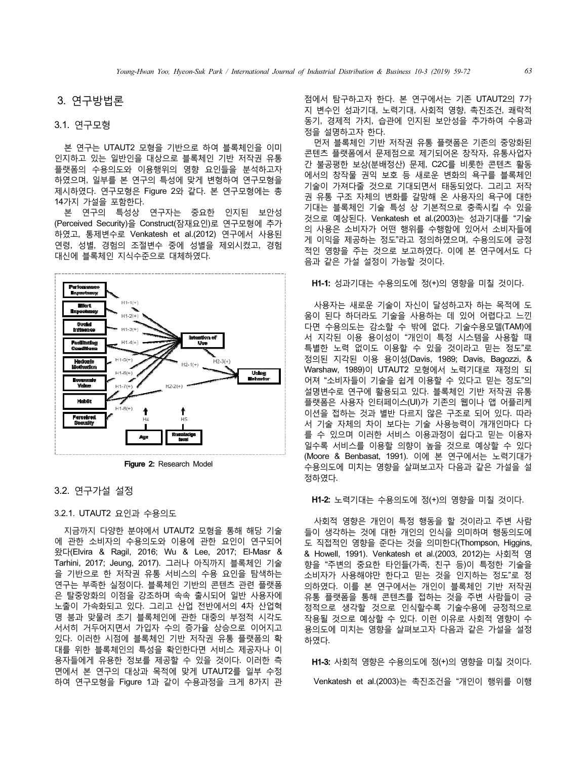## 3. 연구방법론

### 3.1. 연구모형

본 연구는 UTAUT2 모형을 기반으로 하여 블록체인을 이미 인지하고 있는 일반인을 대상으로 블록체인 기반 저작권 유통 플랫폼의 수용의도와 이용행위의 영향 요인들을 분석하고자 하였으며, 일부를 본 연구의 특성에 맞게 변형하여 연구모형을 제시하였다. 연구모형은 Figure 2와 같다. 본 연구모형에는 총 14가지 가설을 포함한다.

본 연구의 특성상 연구자는 중요한 인지된 보안성(Perceived Security)을 Construct(잠재요인)로 연구모형에 추가하였고, 통제변수로 Venkatesh et al.(2012) 연구에서 사용된 연령, 성별, 경험의 조절변수 중에 성별을 제외시켰고, 경험 대신에 블록체인 지식수준으로 대체하였다.

Performance Expectancy, Effort Expectancy, Social Influence, Facilitating Conditions, Hedonic Motivation, Economic Value, Habit, Perceived Security → Intention of Use (H1-1(+) ~ H1-8(+)); Hedonic Motivation → Using Behavior (H2-1(+)); Habit → Using Behavior (H2-2(+)); Intention of Use → Using Behavior (H2-3(+)); Age (H4), Knowledge level (H5)

**Figure 2:** Research Model

### 3.2. 연구가설 설정

#### 3.2.1. UTAUT2 요인과 수용의도

지금까지 다양한 분야에서 UTAUT2 모형을 통해 해당 기술에 관한 소비자의 수용의도와 이용에 관한 요인이 연구되어 왔다(Elvira & Ragil, 2016; Wu & Lee, 2017; El-Masr & Tarhini, 2017; Jeung, 2017). 그러나 아직까지 블록체인 기술을 기반으로 한 저작권 유통 서비스의 수용 요인을 탐색하는 연구는 부족한 실정이다. 블록체인 기반의 콘텐츠 관련 플랫폼은 탈중앙화의 이점을 강조하며 속속 출시되어 일반 사용자에 노출이 가속화되고 있다. 그리고 산업 전반에서의 4차 산업혁명 붐과 맞물려 초기 블록체인에 관한 대중의 부정적 시각도 서서히 거두어지면서 가입자 수의 증가율 상승으로 이어지고 있다. 이러한 시점에 블록체인 기반 저작권 유통 플랫폼의 확대를 위한 블록체인의 특성을 확인한다면 서비스 제공자나 이용자들에게 유용한 정보를 제공할 수 있을 것이다. 이러한 측면에서 본 연구의 대상과 목적에 맞게 UTAUT2를 일부 수정하여 연구모형을 Figure 1과 같이 수용과정을 크게 8가지 관점에서 탐구하고자 한다. 본 연구에서는 기존 UTAUT2의 7가지 변수인 성과기대, 노력기대, 사회적 영향, 촉진조건, 쾌락적 동기, 경제적 가치, 습관에 인지된 보안성을 추가하여 수용과정을 설명하고자 한다.

먼저 블록체인 기반 저작권 유통 플랫폼은 기존의 중앙화된 콘텐츠 플랫폼에서 문제점으로 제기되어온 창작자, 유통사업자 간 불공평한 보상(분배정산) 문제, C2C를 비롯한 콘텐츠 활동에서의 창작물 권익 보호 등 새로운 변화의 욕구를 블록체인 기술이 가져다줄 것으로 기대되면서 태동되었다. 그리고 저작권 유통 구조 자체의 변화를 갈망해 온 사용자의 욕구에 대한 기대는 블록체인 기술 특성 상 기본적으로 충족시킬 수 있을 것으로 예상된다. Venkatesh et al.(2003)는 성과기대를 "기술의 사용은 소비자가 어떤 행위를 수행함에 있어서 소비자들에게 이익을 제공하는 정도"라고 정의하였으며, 수용의도에 긍정적인 영향을 주는 것으로 보고하였다. 이에 본 연구에서도 다음과 같은 가설 설정이 가능할 것이다.

**H1-1:** 성과기대는 수용의도에 정(+)의 영향을 미칠 것이다.

사용자는 새로운 기술이 자신이 달성하고자 하는 목적에 도움이 된다 하더라도 기술을 사용하는 데 있어 어렵다고 느낀다면 수용의도는 감소할 수 밖에 없다. 기술수용모델(TAM)에서 지각된 이용 용이성이 "개인이 특정 시스템을 사용할 때 특별한 노력 없이도 이용할 수 있을 것이라고 믿는 정도"로 정의된 지각된 이용 용이성(Davis, 1989; Davis, Bagozzi, & Warshaw, 1989)이 UTAUT2 모형에서 노력기대로 재정의 되어져 "소비자들이 기술을 쉽게 이용할 수 있다고 믿는 정도"의 설명변수로 연구에 활용되고 있다. 블록체인 기반 저작권 유통 플랫폼은 사용자 인터페이스(UI)가 기존의 웹이나 앱 어플리케이션을 접하는 것과 별반 다르지 않은 구조로 되어 있다. 따라서 기술 자체의 차이 보다는 기술 사용능력이 개개인마다 다를 수 있으며 이러한 서비스 이용과정이 쉽다고 믿는 이용자일수록 서비스를 이용할 의향이 높을 것으로 예상할 수 있다(Moore & Benbasat, 1991). 이에 본 연구에서는 노력기대가 수용의도에 미치는 영향을 살펴보고자 다음과 같은 가설을 설정하였다.

**H1-2:** 노력기대는 수용의도에 정(+)의 영향을 미칠 것이다.

사회적 영향은 개인이 특정 행동을 할 것이라고 주변 사람들이 생각하는 것에 대한 개인의 인식을 의미하며 행동의도에도 직접적인 영향을 준다는 것을 의미한다(Thompson, Higgins, & Howell, 1991). Venkatesh et al.(2003, 2012)는 사회적 영향을 "주변의 중요한 타인들(가족, 친구 등)이 특정한 기술을 소비자가 사용해야만 한다고 믿는 것을 인지하는 정도"로 정의하였다. 이를 본 연구에서는 개인이 블록체인 기반 저작권 유통 플랫폼을 통해 콘텐츠를 접하는 것을 주변 사람들이 긍정적으로 생각할 것으로 인식할수록 기술수용에 긍정적으로 작용될 것으로 예상할 수 있다. 이런 이유로 사회적 영향이 수용의도에 미치는 영향을 살펴보고자 다음과 같은 가설을 설정하였다.

**H1-3:** 사회적 영향은 수용의도에 정(+)의 영향을 미칠 것이다.

Venkatesh et al.(2003)는 촉진조건을 "개인이 행위를 이행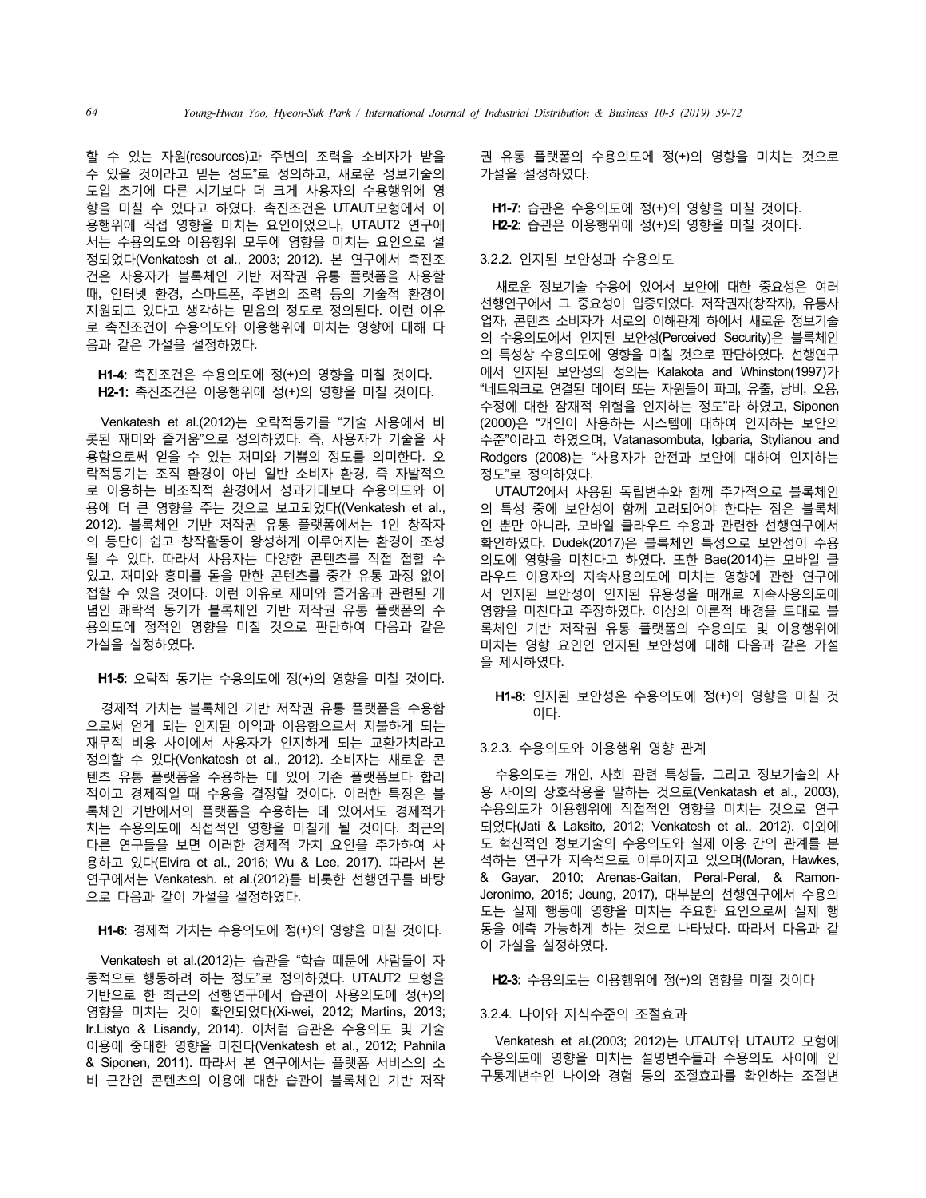할 수 있는 자원(resources)과 주변의 조력을 소비자가 받을 수 있을 것이라고 믿는 정도"로 정의하고, 새로운 정보기술의 도입 초기에 다른 시기보다 더 크게 사용자의 수용행위에 영향을 미칠 수 있다고 하였다. 촉진조건은 UTAUT모형에서 이용행위에 직접 영향을 미치는 요인이었으나, UTAUT2 연구에서는 수용의도와 이용행위 모두에 영향을 미치는 요인으로 설정되었다(Venkatesh et al., 2003; 2012). 본 연구에서 촉진조건은 사용자가 블록체인 기반 저작권 유통 플랫폼을 사용할 때, 인터넷 환경, 스마트폰, 주변의 조력 등의 기술적 환경이 지원되고 있다고 생각하는 믿음의 정도로 정의된다. 이런 이유로 촉진조건이 수용의도와 이용행위에 미치는 영향에 대해 다음과 같은 가설을 설정하였다.

**H1-4:** 촉진조건은 수용의도에 정(+)의 영향을 미칠 것이다.
**H2-1:** 촉진조건은 이용행위에 정(+)의 영향을 미칠 것이다.

Venkatesh et al.(2012)는 오락적동기를 "기술 사용에서 비롯된 재미와 즐거움"으로 정의하였다. 즉, 사용자가 기술을 사용함으로써 얻을 수 있는 재미와 기쁨의 정도를 의미한다. 오락적동기는 조직 환경이 아닌 일반 소비자 환경, 즉 자발적으로 이용하는 비조직적 환경에서 성과기대보다 수용의도와 이용에 더 큰 영향을 주는 것으로 보고되었다((Venkatesh et al., 2012). 블록체인 기반 저작권 유통 플랫폼에서는 1인 창작자의 등단이 쉽고 창작활동이 왕성하게 이루어지는 환경이 조성될 수 있다. 따라서 사용자는 다양한 콘텐츠를 직접 접할 수 있고, 재미와 흥미를 돋을 만한 콘텐츠를 중간 유통 과정 없이 접할 수 있을 것이다. 이런 이유로 재미와 즐거움과 관련된 개념인 쾌락적 동기가 블록체인 기반 저작권 유통 플랫폼의 수용의도에 정적인 영향을 미칠 것으로 판단하여 다음과 같은 가설을 설정하였다.

**H1-5:** 오락적 동기는 수용의도에 정(+)의 영향을 미칠 것이다.

경제적 가치는 블록체인 기반 저작권 유통 플랫폼을 수용함으로써 얻게 되는 인지된 이익과 이용함으로서 지불하게 되는 재무적 비용 사이에서 사용자가 인지하게 되는 교환가치라고 정의할 수 있다(Venkatesh et al., 2012). 소비자는 새로운 콘텐츠 유통 플랫폼을 수용하는 데 있어 기존 플랫폼보다 합리적이고 경제적일 때 수용을 결정할 것이다. 이러한 특징은 블록체인 기반에서의 플랫폼을 수용하는 데 있어서도 경제적가치는 수용의도에 직접적인 영향을 미치게 될 것이다. 최근의 다른 연구들을 보면 이러한 경제적 가치 요인을 추가하여 사용하고 있다(Elvira et al., 2016; Wu & Lee, 2017). 따라서 본 연구에서는 Venkatesh. et al.(2012)를 비롯한 선행연구를 바탕으로 다음과 같이 가설을 설정하였다.

**H1-6:** 경제적 가치는 수용의도에 정(+)의 영향을 미칠 것이다.

Venkatesh et al.(2012)는 습관을 "학습 때문에 사람들이 자동적으로 행동하려 하는 정도"로 정의하였다. UTAUT2 모형을 기반으로 한 최근의 선행연구에서 습관이 사용의도에 정(+)의 영향을 미치는 것이 확인되었다(Xi-wei, 2012; Martins, 2013; Ir.Listyo & Lisandy, 2014). 이처럼 습관은 수용의도 및 기술 이용에 중대한 영향을 미친다(Venkatesh et al., 2012; Pahnila & Siponen, 2011). 따라서 본 연구에서는 플랫폼 서비스의 소비 근간인 콘텐츠의 이용에 대한 습관이 블록체인 기반 저작권 유통 플랫폼의 수용의도에 정(+)의 영향을 미치는 것으로 가설을 설정하였다.

**H1-7:** 습관은 수용의도에 정(+)의 영향을 미칠 것이다.
**H2-2:** 습관은 이용행위에 정(+)의 영향을 미칠 것이다.

### 3.2.2. 인지된 보안성과 수용의도

새로운 정보기술 수용에 있어서 보안에 대한 중요성은 여러 선행연구에서 그 중요성이 입증되었다. 저작권자(창작자), 유통사업자, 콘텐츠 소비자가 서로의 이해관계 하에서 새로운 정보기술의 수용의도에서 인지된 보안성(Perceived Security)은 블록체인의 특성상 수용의도에 영향을 미칠 것으로 판단하였다. 선행연구에서 인지된 보안성의 정의는 Kalakota and Whinston(1997)가 "네트워크로 연결된 데이터 또는 자원들이 파괴, 유출, 낭비, 오용, 수정에 대한 잠재적 위험을 인지하는 정도"라 하였고, Siponen (2000)은 "개인이 사용하는 시스템에 대하여 인지하는 보안의 수준"이라고 하였으며, Vatanasombuta, Igbaria, Stylianou and Rodgers (2008)는 "사용자가 안전과 보안에 대하여 인지하는 정도"로 정의하였다.

UTAUT2에서 사용된 독립변수와 함께 추가적으로 블록체인의 특성 중에 보안성이 함께 고려되어야 한다는 점은 블록체인 뿐만 아니라, 모바일 클라우드 수용과 관련한 선행연구에서 확인하였다. Dudek(2017)은 블록체인 특성으로 보안성이 수용의도에 영향을 미친다고 하였다. 또한 Bae(2014)는 모바일 클라우드 이용자의 지속사용의도에 미치는 영향에 관한 연구에서 인지된 보안성이 인지된 유용성을 매개로 지속사용의도에 영향을 미친다고 주장하였다. 이상의 이론적 배경을 토대로 블록체인 기반 저작권 유통 플랫폼의 수용의도 및 이용행위에 미치는 영향 요인인 인지된 보안성에 대해 다음과 같은 가설을 제시하였다.

**H1-8:** 인지된 보안성은 수용의도에 정(+)의 영향을 미칠 것이다.

### 3.2.3. 수용의도와 이용행위 영향 관계

수용의도는 개인, 사회 관련 특성들, 그리고 정보기술의 사용 사이의 상호작용을 말하는 것으로(Venkatash et al., 2003), 수용의도가 이용행위에 직접적인 영향을 미치는 것으로 연구되었다(Jati & Laksito, 2012; Venkatesh et al., 2012). 이외에도 혁신적인 정보기술의 수용의도와 실제 이용 간의 관계를 분석하는 연구가 지속적으로 이루어지고 있으며(Moran, Hawkes, & Gayar, 2010; Arenas-Gaitan, Peral-Peral, & Ramon-Jeronimo, 2015; Jeung, 2017), 대부분의 선행연구에서 수용의도는 실제 행동에 영향을 미치는 주요한 요인으로써 실제 행동을 예측 가능하게 하는 것으로 나타났다. 따라서 다음과 같이 가설을 설정하였다.

**H2-3:** 수용의도는 이용행위에 정(+)의 영향을 미칠 것이다

### 3.2.4. 나이와 지식수준의 조절효과

Venkatesh et al.(2003; 2012)는 UTAUT와 UTAUT2 모형에 수용의도에 영향을 미치는 설명변수들과 수용의도 사이에 인구통계변수인 나이와 경험 등의 조절효과를 확인하는 조절변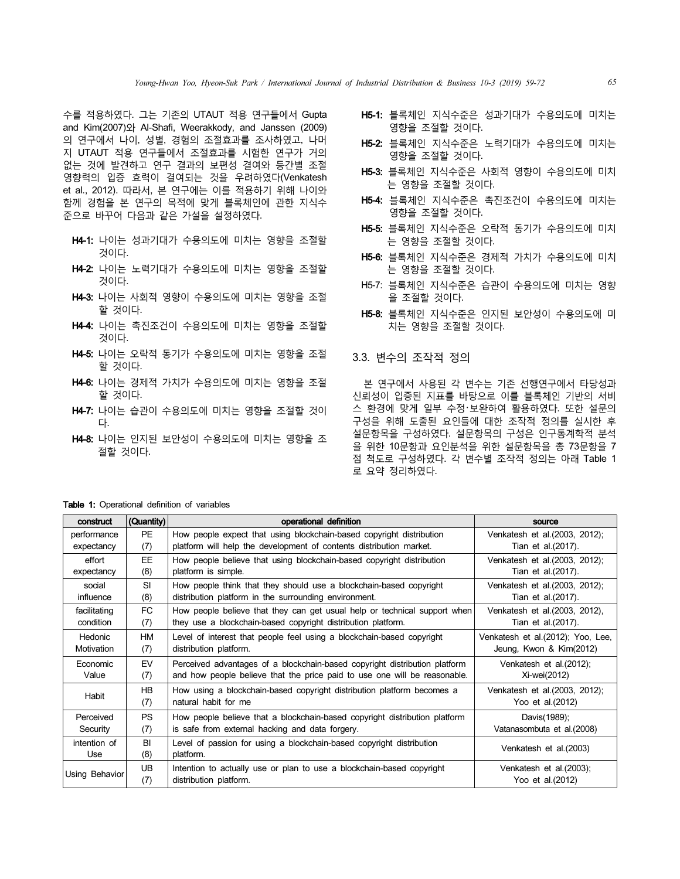수를 적용하였다. 그는 기존의 UTAUT 적용 연구들에서 Gupta and Kim(2007)와 Al-Shafi, Weerakkody, and Janssen (2009)의 연구에서 나이, 성별, 경험의 조절효과를 조사하였고, 나머지 UTAUT 적용 연구들에서 조절효과를 시험한 연구가 거의 없는 것에 발견하고 연구 결과의 보편성 결여와 등간별 조절 영향력의 입증 효력이 결여되는 것을 우려하였다(Venkatesh et al., 2012). 따라서, 본 연구에는 이를 적용하기 위해 나이와 함께 경험을 본 연구의 목적에 맞게 블록체인에 관한 지식수준으로 바꾸어 다음과 같은 가설을 설정하였다.

- **H4-1:** 나이는 성과기대가 수용의도에 미치는 영향을 조절할 것이다.
- **H4-2:** 나이는 노력기대가 수용의도에 미치는 영향을 조절할 것이다.
- **H4-3:** 나이는 사회적 영향이 수용의도에 미치는 영향을 조절할 것이다.
- **H4-4:** 나이는 촉진조건이 수용의도에 미치는 영향을 조절할 것이다.
- **H4-5:** 나이는 오락적 동기가 수용의도에 미치는 영향을 조절할 것이다.
- **H4-6:** 나이는 경제적 가치가 수용의도에 미치는 영향을 조절할 것이다.
- **H4-7:** 나이는 습관이 수용의도에 미치는 영향을 조절할 것이다.
- **H4-8:** 나이는 인지된 보안성이 수용의도에 미치는 영향을 조절할 것이다.
- **H5-1:** 블록체인 지식수준은 성과기대가 수용의도에 미치는 영향을 조절할 것이다.
- **H5-2:** 블록체인 지식수준은 노력기대가 수용의도에 미치는 영향을 조절할 것이다.
- **H5-3:** 블록체인 지식수준은 사회적 영향이 수용의도에 미치는 영향을 조절할 것이다.
- **H5-4:** 블록체인 지식수준은 촉진조건이 수용의도에 미치는 영향을 조절할 것이다.
- **H5-5:** 블록체인 지식수준은 오락적 동기가 수용의도에 미치는 영향을 조절할 것이다.
- **H5-6:** 블록체인 지식수준은 경제적 가치가 수용의도에 미치는 영향을 조절할 것이다.
- H5-7: 블록체인 지식수준은 습관이 수용의도에 미치는 영향을 조절할 것이다.
- **H5-8:** 블록체인 지식수준은 인지된 보안성이 수용의도에 미치는 영향을 조절할 것이다.

### 3.3. 변수의 조작적 정의

본 연구에서 사용된 각 변수는 기존 선행연구에서 타당성과 신뢰성이 입증된 지표를 바탕으로 이를 블록체인 기반의 서비스 환경에 맞게 일부 수정·보완하여 활용하였다. 또한 설문의 구성을 위해 도출된 요인들에 대한 조작적 정의를 실시한 후 설문항목을 구성하였다. 설문항목의 구성은 인구통계학적 분석을 위한 10문항과 요인분석을 위한 설문항목을 총 73문항을 7점 척도로 구성하였다. 각 변수별 조작적 정의는 아래 Table 1로 요약 정리하였다.

**Table 1:** Operational definition of variables

| construct | (Quantity) | operational definition | source |
|---|---|---|---|
| performance expectancy | PE (7) | How people expect that using blockchain-based copyright distribution platform will help the development of contents distribution market. | Venkatesh et al.(2003, 2012); Tian et al.(2017). |
| effort expectancy | EE (8) | How people believe that using blockchain-based copyright distribution platform is simple. | Venkatesh et al.(2003, 2012); Tian et al.(2017). |
| social influence | SI (8) | How people think that they should use a blockchain-based copyright distribution platform in the surrounding environment. | Venkatesh et al.(2003, 2012); Tian et al.(2017). |
| facilitating condition | FC (7) | How people believe that they can get usual help or technical support when they use a blockchain-based copyright distribution platform. | Venkatesh et al.(2003, 2012), Tian et al.(2017). |
| Hedonic Motivation | HM (7) | Level of interest that people feel using a blockchain-based copyright distribution platform. | Venkatesh et al.(2012); Yoo, Lee, Jeung, Kwon & Kim(2012) |
| Economic Value | EV (7) | Perceived advantages of a blockchain-based copyright distribution platform and how people believe that the price paid to use one will be reasonable. | Venkatesh et al.(2012); Xi-wei(2012) |
| Habit | HB (7) | How using a blockchain-based copyright distribution platform becomes a natural habit for me | Venkatesh et al.(2003, 2012); Yoo et al.(2012) |
| Perceived Security | PS (7) | How people believe that a blockchain-based copyright distribution platform is safe from external hacking and data forgery. | Davis(1989); Vatanasombuta et al.(2008) |
| intention of Use | BI (8) | Level of passion for using a blockchain-based copyright distribution platform. | Venkatesh et al.(2003) |
| Using Behavior | UB (7) | Intention to actually use or plan to use a blockchain-based copyright distribution platform. | Venkatesh et al.(2003); Yoo et al.(2012) |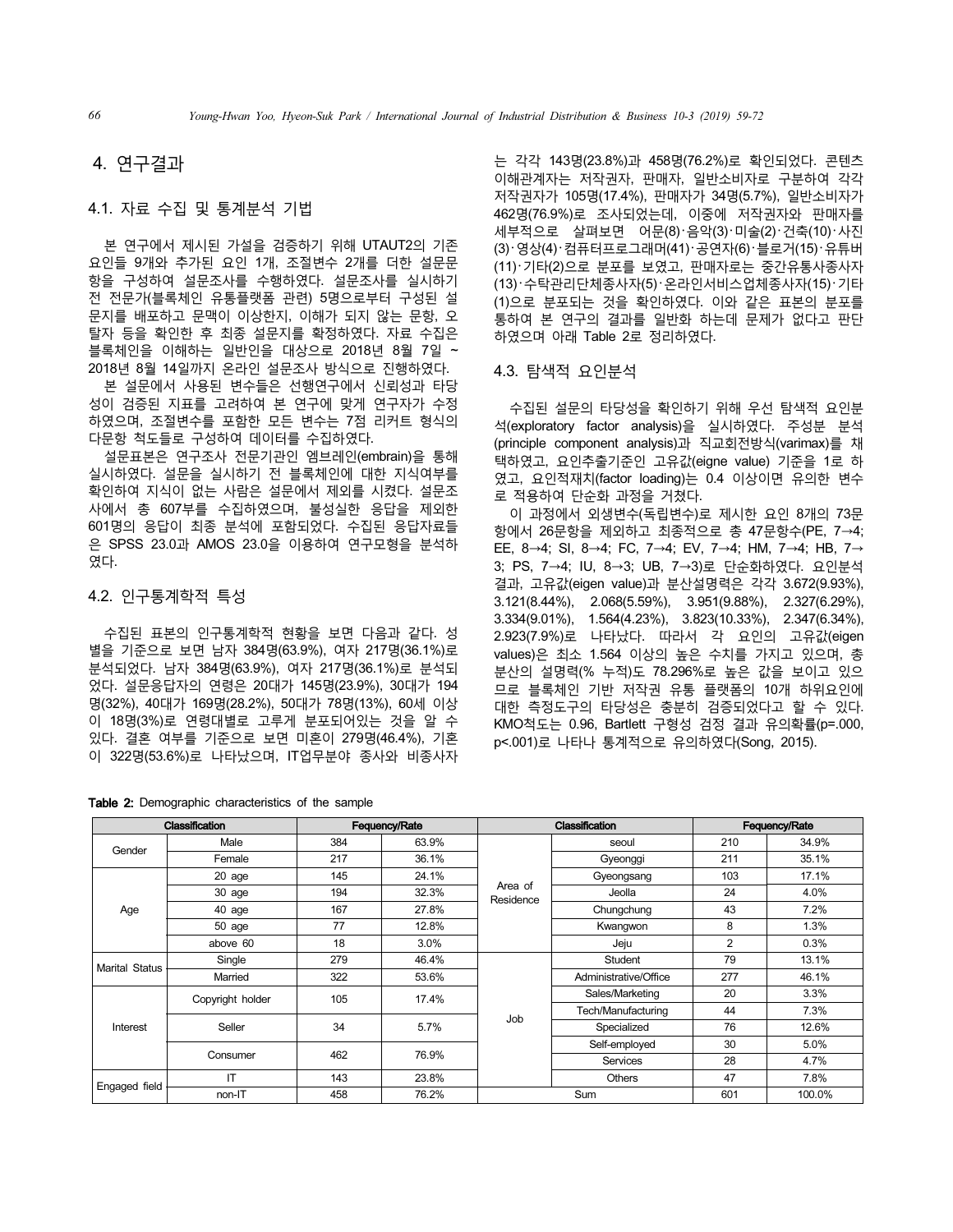## 4. 연구결과

### 4.1. 자료 수집 및 통계분석 기법

본 연구에서 제시된 가설을 검증하기 위해 UTAUT2의 기존 요인들 9개와 추가된 요인 1개, 조절변수 2개를 더한 설문문항을 구성하여 설문조사를 수행하였다. 설문조사를 실시하기 전 전문가(블록체인 유통플랫폼 관련) 5명으로부터 구성된 설문지를 배포하고 문맥이 이상한지, 이해가 되지 않는 문항, 오탈자 등을 확인한 후 최종 설문지를 확정하였다. 자료 수집은 블록체인을 이해하는 일반인을 대상으로 2018년 8월 7일 ~ 2018년 8월 14일까지 온라인 설문조사 방식으로 진행하였다.

본 설문에서 사용된 변수들은 선행연구에서 신뢰성과 타당성이 검증된 지표를 고려하여 본 연구에 맞게 연구자가 수정하였으며, 조절변수를 포함한 모든 변수는 7점 리커트 형식의 다문항 척도들로 구성하여 데이터를 수집하였다.

설문표본은 연구조사 전문기관인 엠브레인(embrain)을 통해 실시하였다. 설문을 실시하기 전 블록체인에 대한 지식여부를 확인하여 지식이 없는 사람은 설문에서 제외를 시켰다. 설문조사에서 총 607부를 수집하였으며, 불성실한 응답을 제외한 601명의 응답이 최종 분석에 포함되었다. 수집된 응답자료들은 SPSS 23.0과 AMOS 23.0을 이용하여 연구모형을 분석하였다.

### 4.2. 인구통계학적 특성

수집된 표본의 인구통계학적 현황을 보면 다음과 같다. 성별을 기준으로 보면 남자 384명(63.9%), 여자 217명(36.1%)로 분석되었다. 남자 384명(63.9%), 여자 217명(36.1%)로 분석되었다. 설문응답자의 연령은 20대가 145명(23.9%), 30대가 194명(32%), 40대가 169명(28.2%), 50대가 78명(13%), 60세 이상이 18명(3%)로 연령대별로 고루게 분포되어있는 것을 알 수 있다. 결혼 여부를 기준으로 보면 미혼이 279명(46.4%), 기혼이 322명(53.6%)로 나타났으며, IT업무분야 종사와 비종사자는 각각 143명(23.8%)과 458명(76.2%)로 확인되었다. 콘텐츠 이해관계자는 저작권자, 판매자, 일반소비자로 구분하여 각각 저작권자가 105명(17.4%), 판매자가 34명(5.7%), 일반소비자가 462명(76.9%)로 조사되었는데, 이중에 저작권자와 판매자를 세부적으로 살펴보면 어문(8)·음악(3)·미술(2)·건축(10)·사진(3)·영상(4)·컴퓨터프로그래머(41)·공연자(6)·블로거(15)·유튜버(11)·기타(2)으로 분포를 보였고, 판매자로는 중간유통사종사자(13)·수탁관리단체종사자(5)·온라인서비스업체종사자(15)·기타(1)으로 분포되는 것을 확인하였다. 이와 같은 표본의 분포를 통하여 본 연구의 결과를 일반화 하는데 문제가 없다고 판단하였으며 아래 Table 2로 정리하였다.

### 4.3. 탐색적 요인분석

수집된 설문의 타당성을 확인하기 위해 우선 탐색적 요인분석(exploratory factor analysis)을 실시하였다. 주성분 분석(principle component analysis)과 직교회전방식(varimax)를 채택하였고, 요인추출기준인 고유값(eigne value) 기준을 1로 하였고, 요인적재치(factor loading)는 0.4 이상이면 유의한 변수로 적용하여 단순화 과정을 거쳤다.

이 과정에서 외생변수(독립변수)로 제시한 요인 8개의 73문항에서 26문항을 제외하고 최종적으로 총 47문항수(PE, 7→4; EE, 8→4; SI, 8→4; FC, 7→4; EV, 7→4; HM, 7→4; HB, 7→3; PS, 7→4; IU, 8→3; UB, 7→3)로 단순화하였다. 요인분석 결과, 고유값(eigen value)과 분산설명력은 각각 3.672(9.93%), 3.121(8.44%), 2.068(5.59%), 3.951(9.88%), 2.327(6.29%), 3.334(9.01%), 1.564(4.23%), 3.823(10.33%), 2.347(6.34%), 2.923(7.9%)로 나타났다. 따라서 각 요인의 고유값(eigen values)은 최소 1.564 이상의 높은 수치를 가지고 있으며, 총 분산의 설명력(% 누적)도 78.296%로 높은 값을 보이고 있으므로 블록체인 기반 저작권 유통 플랫폼의 10개 하위요인에 대한 측정도구의 타당성은 충분히 검증되었다고 할 수 있다. KMO척도는 0.96, Bartlett 구형성 검정 결과 유의확률(p=.000, p<.001)로 나타나 통계적으로 유의하였다(Song, 2015).

**Table 2:** Demographic characteristics of the sample

| Classification | | Fequency/Rate | | Classification | | Fequency/Rate | |
|---|---|---|---|---|---|---|---|
| Gender | Male | 384 | 63.9% | Area of Residence | seoul | 210 | 34.9% |
| | Female | 217 | 36.1% | | Gyeonggi | 211 | 35.1% |
| Age | 20 age | 145 | 24.1% | | Gyeongsang | 103 | 17.1% |
| | 30 age | 194 | 32.3% | | Jeolla | 24 | 4.0% |
| | 40 age | 167 | 27.8% | | Chungchung | 43 | 7.2% |
| | 50 age | 77 | 12.8% | | Kwangwon | 8 | 1.3% |
| | above 60 | 18 | 3.0% | | Jeju | 2 | 0.3% |
| Marital Status | Single | 279 | 46.4% | Job | Student | 79 | 13.1% |
| | Married | 322 | 53.6% | | Administrative/Office | 277 | 46.1% |
| Interest | Copyright holder | 105 | 17.4% | | Sales/Marketing | 20 | 3.3% |
| | | | | | Tech/Manufacturing | 44 | 7.3% |
| | Seller | 34 | 5.7% | | Specialized | 76 | 12.6% |
| | | | | | Self-employed | 30 | 5.0% |
| | Consumer | 462 | 76.9% | | Services | 28 | 4.7% |
| Engaged field | IT | 143 | 23.8% | | Others | 47 | 7.8% |
| | non-IT | 458 | 76.2% | Sum | | 601 | 100.0% |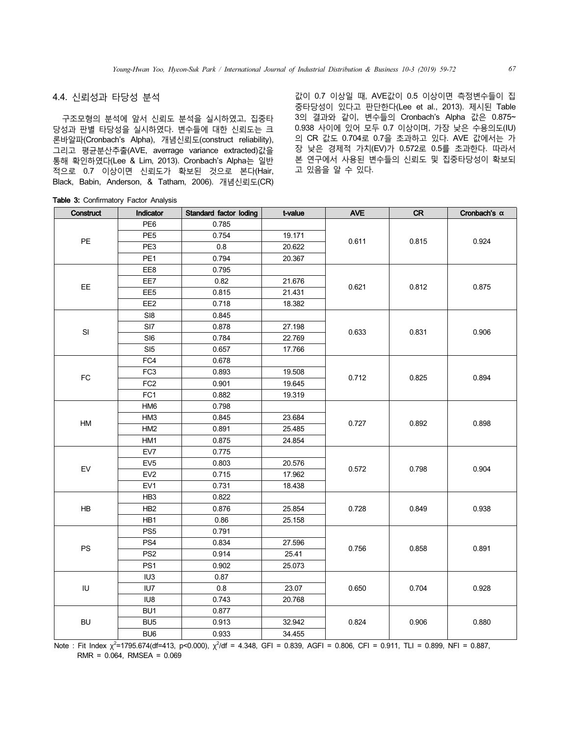## 4.4. 신뢰성과 타당성 분석

구조모형의 분석에 앞서 신뢰도 분석을 실시하였고, 집중타당성과 판별 타당성을 실시하였다. 변수들에 대한 신뢰도는 크론바알파(Cronbach's Alpha), 개념신뢰도(construct reliability), 그리고 평균분산추출(AVE, averrage variance extracted)값을 통해 확인하였다(Lee & Lim, 2013). Cronbach's Alpha는 일반적으로 0.7 이상이면 신뢰도가 확보된 것으로 본다(Hair, Black, Babin, Anderson, & Tatham, 2006). 개념신뢰도(CR) 값이 0.7 이상일 때, AVE값이 0.5 이상이면 측정변수들이 집중타당성이 있다고 판단한다(Lee et al., 2013). 제시된 Table 3의 결과와 같이, 변수들의 Cronbach's Alpha 값은 0.875~0.938 사이에 있어 모두 0.7 이상이며, 가장 낮은 수용의도(IU)의 CR 값도 0.704로 0.7을 초과하고 있다. AVE 값에서는 가장 낮은 경제적 가치(EV)가 0.572로 0.5를 초과한다. 따라서 본 연구에서 사용된 변수들의 신뢰도 및 집중타당성이 확보되고 있음을 알 수 있다.

**Table 3:** Confirmatory Factor Analysis

| Construct | Indicator | Standard factor loding | t-value | AVE | CR | Cronbach's α |
|---|---|---|---|---|---|---|
| PE | PE6 | 0.785 | | 0.611 | 0.815 | 0.924 |
| | PE5 | 0.754 | 19.171 | | | |
| | PE3 | 0.8 | 20.622 | | | |
| | PE1 | 0.794 | 20.367 | | | |
| EE | EE8 | 0.795 | | 0.621 | 0.812 | 0.875 |
| | EE7 | 0.82 | 21.676 | | | |
| | EE5 | 0.815 | 21.431 | | | |
| | EE2 | 0.718 | 18.382 | | | |
| SI | SI8 | 0.845 | | 0.633 | 0.831 | 0.906 |
| | SI7 | 0.878 | 27.198 | | | |
| | SI6 | 0.784 | 22.769 | | | |
| | SI5 | 0.657 | 17.766 | | | |
| FC | FC4 | 0.678 | | 0.712 | 0.825 | 0.894 |
| | FC3 | 0.893 | 19.508 | | | |
| | FC2 | 0.901 | 19.645 | | | |
| | FC1 | 0.882 | 19.319 | | | |
| HM | HM6 | 0.798 | | 0.727 | 0.892 | 0.898 |
| | HM3 | 0.845 | 23.684 | | | |
| | HM2 | 0.891 | 25.485 | | | |
| | HM1 | 0.875 | 24.854 | | | |
| EV | EV7 | 0.775 | | 0.572 | 0.798 | 0.904 |
| | EV5 | 0.803 | 20.576 | | | |
| | EV2 | 0.715 | 17.962 | | | |
| | EV1 | 0.731 | 18.438 | | | |
| HB | HB3 | 0.822 | | 0.728 | 0.849 | 0.938 |
| | HB2 | 0.876 | 25.854 | | | |
| | HB1 | 0.86 | 25.158 | | | |
| PS | PS5 | 0.791 | | 0.756 | 0.858 | 0.891 |
| | PS4 | 0.834 | 27.596 | | | |
| | PS2 | 0.914 | 25.41 | | | |
| | PS1 | 0.902 | 25.073 | | | |
| IU | IU3 | 0.87 | | 0.650 | 0.704 | 0.928 |
| | IU7 | 0.8 | 23.07 | | | |
| | IU8 | 0.743 | 20.768 | | | |
| BU | BU1 | 0.877 | | 0.824 | 0.906 | 0.880 |
| | BU5 | 0.913 | 32.942 | | | |
| | BU6 | 0.933 | 34.455 | | | |

Note : Fit Index $\chi^2$=1795.674(df=413, p<0.000), $\chi^2$/df = 4.348, GFI = 0.839, AGFI = 0.806, CFI = 0.911, TLI = 0.899, NFI = 0.887, RMR = 0.064, RMSEA = 0.069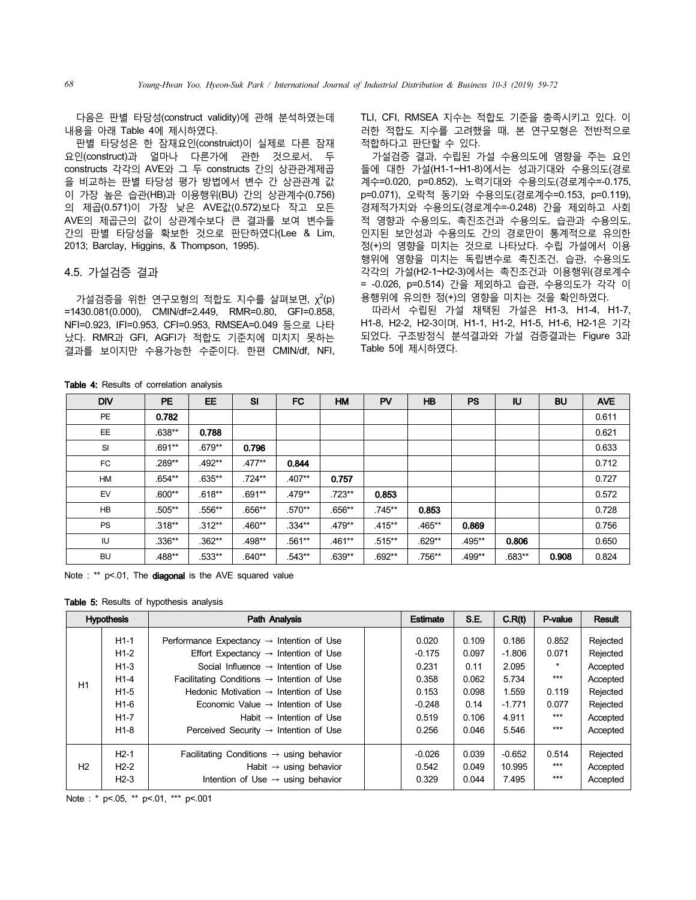다음은 판별 타당성(construct validity)에 관해 분석하였는데 내용을 아래 Table 4에 제시하였다.

판별 타당성은 한 잠재요인(construict)이 실제로 다른 잠재요인(construct)과 얼마나 다른가에 관한 것으로서, 두 constructs 각각의 AVE와 그 두 constructs 간의 상관관계제곱을 비교하는 판별 타당성 평가 방법에서 변수 간 상관관계 값이 가장 높은 습관(HB)과 이용행위(BU) 간의 상관계수(0.756)의 제곱(0.571)이 가장 낮은 AVE값(0.572)보다 작고 모든 AVE의 제곱근의 값이 상관계수보다 큰 결과를 보여 변수들 간의 판별 타당성을 확보한 것으로 판단하였다(Lee & Lim, 2013; Barclay, Higgins, & Thompson, 1995).

## 4.5. 가설검증 결과

가설검증을 위한 연구모형의 적합도 지수를 살펴보면, $\chi^2$(p) =1430.081(0.000), CMIN/df=2.449, RMR=0.80, GFI=0.858, NFI=0.923, IFI=0.953, CFI=0.953, RMSEA=0.049 등으로 나타났다. RMR과 GFI, AGFI가 적합도 기준치에 미치지 못하는 결과를 보이지만 수용가능한 수준이다. 한편 CMIN/df, NFI, TLI, CFI, RMSEA 지수는 적합도 기준을 충족시키고 있다. 이러한 적합도 지수를 고려했을 때, 본 연구모형은 전반적으로 적합하다고 판단할 수 있다.

가설검증 결과, 수립된 가설 수용의도에 영향을 주는 요인들에 대한 가설(H1-1~H1-8)에서는 성과기대와 수용의도(경로계수=0.020, p=0.852), 노력기대와 수용의도(경로계수=-0.175, p=0.071), 오락적 동기와 수용의도(경로계수=0.153, p=0.119), 경제적가치와 수용의도(경로계수=-0.248) 간을 제외하고 사회적 영향과 수용의도, 촉진조건과 수용의도, 습관과 수용의도, 인지된 보안성과 수용의도 간의 경로만이 통계적으로 유의한 정(+)의 영향을 미치는 것으로 나타났다. 수립 가설에서 이용행위에 영향을 미치는 독립변수로 촉진조건, 습관, 수용의도 각각의 가설(H2-1~H2-3)에서는 촉진조건과 이용행위(경로계수 = -0.026, p=0.514) 간을 제외하고 습관, 수용의도가 각각 이용행위에 유의한 정(+)의 영향을 미치는 것을 확인하였다.

따라서 수립된 가설 채택된 가설은 H1-3, H1-4, H1-7, H1-8, H2-2, H2-3이며, H1-1, H1-2, H1-5, H1-6, H2-1은 기각되었다. 구조방정식 분석결과와 가설 검증결과는 Figure 3과 Table 5에 제시하였다.

**Table 4:** Results of correlation analysis

| DIV | PE | EE | SI | FC | HM | PV | HB | PS | IU | BU | AVE |
|---|---|---|---|---|---|---|---|---|---|---|---|
| PE | **0.782** | | | | | | | | | | 0.611 |
| EE | .638** | **0.788** | | | | | | | | | 0.621 |
| SI | .691** | .679** | **0.796** | | | | | | | | 0.633 |
| FC | .289** | .492** | .477** | **0.844** | | | | | | | 0.712 |
| HM | .654** | .635** | .724** | .407** | **0.757** | | | | | | 0.727 |
| EV | .600** | .618** | .691** | .479** | .723** | **0.853** | | | | | 0.572 |
| HB | .505** | .556** | .656** | .570** | .656** | .745** | **0.853** | | | | 0.728 |
| PS | .318** | .312** | .460** | .334** | .479** | .415** | .465** | **0.869** | | | 0.756 |
| IU | .336** | .362** | .498** | .561** | .461** | .515** | .629** | .495** | **0.806** | | 0.650 |
| BU | .488** | .533** | .640** | .543** | .639** | .692** | .756** | .499** | .683** | **0.908** | 0.824 |

Note : ** p<.01, The **diagonal** is the AVE squared value

**Table 5:** Results of hypothesis analysis

| Hypothesis | | Path Analysis | Estimate | S.E. | C.R(t) | P-value | Result |
|---|---|---|---|---|---|---|---|
| H1 | H1-1 | Performance Expectancy → Intention of Use | 0.020 | 0.109 | 0.186 | 0.852 | Rejected |
| | H1-2 | Effort Expectancy → Intention of Use | -0.175 | 0.097 | -1.806 | 0.071 | Rejected |
| | H1-3 | Social Influence → Intention of Use | 0.231 | 0.11 | 2.095 | * | Accepted |
| | H1-4 | Facilitating Conditions → Intention of Use | 0.358 | 0.062 | 5.734 | *** | Accepted |
| | H1-5 | Hedonic Motivation → Intention of Use | 0.153 | 0.098 | 1.559 | 0.119 | Rejected |
| | H1-6 | Economic Value → Intention of Use | -0.248 | 0.14 | -1.771 | 0.077 | Rejected |
| | H1-7 | Habit → Intention of Use | 0.519 | 0.106 | 4.911 | *** | Accepted |
| | H1-8 | Perceived Security → Intention of Use | 0.256 | 0.046 | 5.546 | *** | Accepted |
| H2 | H2-1 | Facilitating Conditions → using behavior | -0.026 | 0.039 | -0.652 | 0.514 | Rejected |
| | H2-2 | Habit → using behavior | 0.542 | 0.049 | 10.995 | *** | Accepted |
| | H2-3 | Intention of Use → using behavior | 0.329 | 0.044 | 7.495 | *** | Accepted |

Note : * p<.05, ** p<.01, *** p<.001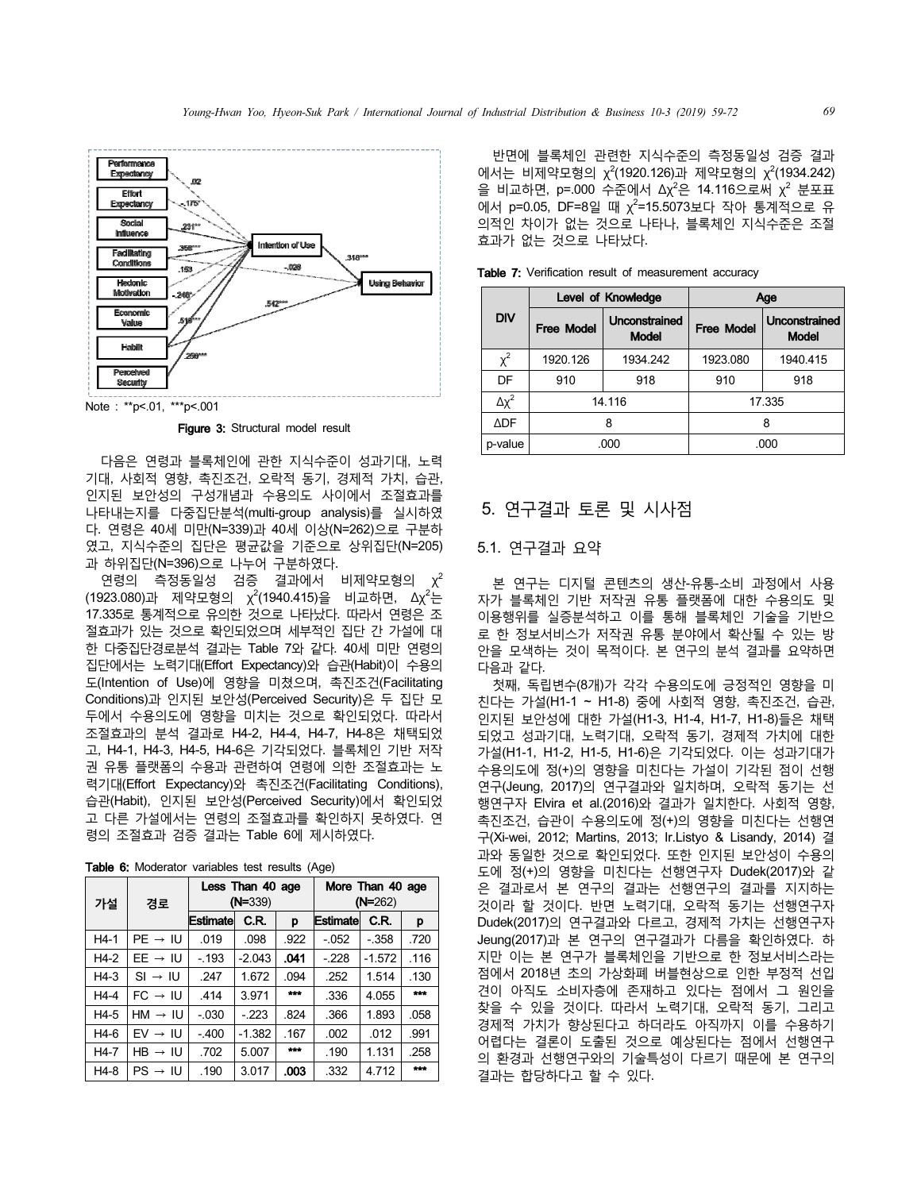Note : **p<.01, ***p<.001

**Figure 3:** Structural model result

다음은 연령과 블록체인에 관한 지식수준이 성과기대, 노력기대, 사회적 영향, 촉진조건, 오락적 동기, 경제적 가치, 습관, 인지된 보안성의 구성개념과 수용의도 사이에서 조절효과를 나타내는지를 다중집단분석(multi-group analysis)를 실시하였다. 연령은 40세 미만(N=339)과 40세 이상(N=262)으로 구분하였고, 지식수준의 집단은 평균값을 기준으로 상위집단(N=205)과 하위집단(N=396)으로 나누어 구분하였다.

연령의 측정동일성 검증 결과에서 비제약모형의 $\chi^2$(1923.080)과 제약모형의 $\chi^2$(1940.415)을 비교하면, $\Delta\chi^2$는 17.335로 통계적으로 유의한 것으로 나타났다. 따라서 연령은 조절효과가 있는 것으로 확인되었으며 세부적인 집단 간 가설에 대한 다중집단경로분석 결과는 Table 7와 같다. 40세 미만 연령의 집단에서는 노력기대(Effort Expectancy)와 습관(Habit)이 수용의도(Intention of Use)에 영향을 미쳤으며, 촉진조건(Facilitating Conditions)과 인지된 보안성(Perceived Security)은 두 집단 모두에서 수용의도에 영향을 미치는 것으로 확인되었다. 따라서 조절효과의 분석 결과로 H4-2, H4-4, H4-7, H4-8은 채택되었고, H4-1, H4-3, H4-5, H4-6은 기각되었다. 블록체인 기반 저작권 유통 플랫폼의 수용과 관련하여 연령에 의한 조절효과는 노력기대(Effort Expectancy)와 촉진조건(Facilitating Conditions), 습관(Habit), 인지된 보안성(Perceived Security)에서 확인되었고 다른 가설에서는 연령의 조절효과를 확인하지 못하였다. 연령의 조절효과 검증 결과는 Table 6에 제시하였다.

**Table 6:** Moderator variables test results (Age)

| 가설 | 경로 | Less Than 40 age (N=339) | | | More Than 40 age (N=262) | | |
|---|---|---|---|---|---|---|---|
| | | Estimate | C.R. | p | Estimate | C.R. | p |
| H4-1 | PE → IU | .019 | .098 | .922 | -.052 | -.358 | .720 |
| H4-2 | EE → IU | -.193 | -2.043 | **.041** | -.228 | -1.572 | .116 |
| H4-3 | SI → IU | .247 | 1.672 | .094 | .252 | 1.514 | .130 |
| H4-4 | FC → IU | .414 | 3.971 | *** | .336 | 4.055 | *** |
| H4-5 | HM → IU | -.030 | -.223 | .824 | .366 | 1.893 | .058 |
| H4-6 | EV → IU | -.400 | -1.382 | .167 | .002 | .012 | .991 |
| H4-7 | HB → IU | .702 | 5.007 | *** | .190 | 1.131 | .258 |
| H4-8 | PS → IU | .190 | 3.017 | **.003** | .332 | 4.712 | *** |

반면에 블록체인 관련한 지식수준의 측정동일성 검증 결과에서는 비제약모형의 $\chi^2$(1920.126)과 제약모형의 $\chi^2$(1934.242)을 비교하면, p=.000 수준에서 $\Delta\chi^2$은 14.116으로써 $\chi^2$ 분포표에서 p=0.05, DF=8일 때 $\chi^2$=15.5073보다 작아 통계적으로 유의적인 차이가 없는 것으로 나타나, 블록체인 지식수준은 조절효과가 없는 것으로 나타났다.

**Table 7:** Verification result of measurement accuracy

| DIV | Level of Knowledge | | Age | |
|---|---|---|---|---|
| | Free Model | Unconstrained Model | Free Model | Unconstrained Model |
| $\chi^2$ | 1920.126 | 1934.242 | 1923.080 | 1940.415 |
| DF | 910 | 918 | 910 | 918 |
| $\Delta\chi^2$ | 14.116 | | 17.335 | |
| ΔDF | 8 | | 8 | |
| p-value | .000 | | .000 | |

## 5. 연구결과 토론 및 시사점

### 5.1. 연구결과 요약

본 연구는 디지털 콘텐츠의 생산-유통-소비 과정에서 사용자가 블록체인 기반 저작권 유통 플랫폼에 대한 수용의도 및 이용행위를 실증분석하고 이를 통해 블록체인 기술을 기반으로 한 정보서비스가 저작권 유통 분야에서 확산될 수 있는 방안을 모색하는 것이 목적이다. 본 연구의 분석 결과를 요약하면 다음과 같다.

첫째, 독립변수(8개)가 각각 수용의도에 긍정적인 영향을 미친다는 가설(H1-1 ~ H1-8) 중에 사회적 영향, 촉진조건, 습관, 인지된 보안성에 대한 가설(H1-3, H1-4, H1-7, H1-8)들은 채택되었고 성과기대, 노력기대, 오락적 동기, 경제적 가치에 대한 가설(H1-1, H1-2, H1-5, H1-6)은 기각되었다. 이는 성과기대가 수용의도에 정(+)의 영향을 미친다는 가설이 기각된 점이 선행연구(Jeung, 2017)의 연구결과와 일치하며, 오락적 동기는 선행연구자 Elvira et al.(2016)와 결과가 일치한다. 사회적 영향, 촉진조건, 습관이 수용의도에 정(+)의 영향을 미친다는 선행연구(Xi-wei, 2012; Martins, 2013; Ir.Listyo & Lisandy, 2014) 결과와 동일한 것으로 확인되었다. 또한 인지된 보안성이 수용의도에 정(+)의 영향을 미친다는 선행연구자 Dudek(2017)와 같은 결과로서 본 연구의 결과는 선행연구의 결과를 지지하는 것이라 할 것이다. 반면 노력기대, 오락적 동기는 선행연구자 Dudek(2017)의 연구결과와 다르고, 경제적 가치는 선행연구자 Jeung(2017)과 본 연구의 연구결과가 다름을 확인하였다. 하지만 이는 본 연구가 블록체인을 기반으로 한 정보서비스라는 점에서 2018년 초의 가상화폐 버블현상으로 인한 부정적 선입견이 아직도 소비자층에 존재하고 있다는 점에서 그 원인을 찾을 수 있을 것이다. 따라서 노력기대, 오락적 동기, 그리고 경제적 가치가 향상된다고 하더라도 아직까지 이를 수용하기 어렵다는 결론이 도출된 것으로 예상된다는 점에서 선행연구의 환경과 선행연구와의 기술특성이 다르기 때문에 본 연구의 결과는 합당하다고 할 수 있다.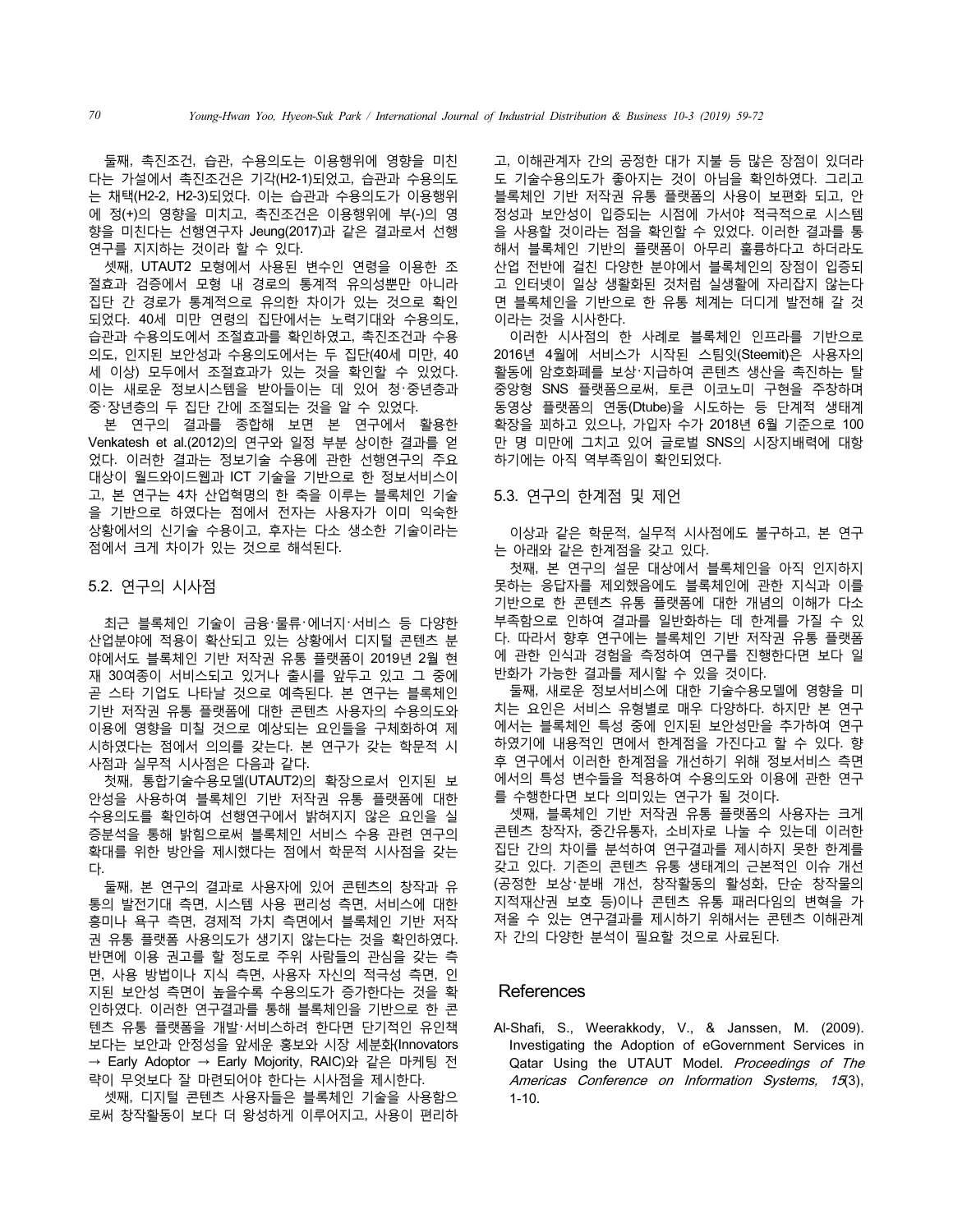둘째, 촉진조건, 습관, 수용의도는 이용행위에 영향을 미친다는 가설에서 촉진조건은 기각(H2-1)되었고, 습관과 수용의도는 채택(H2-2, H2-3)되었다. 이는 습관과 수용의도가 이용행위에 정(+)의 영향을 미치고, 촉진조건은 이용행위에 부(-)의 영향을 미친다는 선행연구자 Jeung(2017)과 같은 결과로서 선행연구를 지지하는 것이라 할 수 있다.

셋째, UTAUT2 모형에서 사용된 변수인 연령을 이용한 조절효과 검증에서 모형 내 경로의 통계적 유의성뿐만 아니라 집단 간 경로가 통계적으로 유의한 차이가 있는 것으로 확인되었다. 40세 미만 연령의 집단에서는 노력기대와 수용의도, 습관과 수용의도에서 조절효과를 확인하였고, 촉진조건과 수용의도, 인지된 보안성과 수용의도에서는 두 집단(40세 미만, 40세 이상) 모두에서 조절효과가 있는 것을 확인할 수 있었다. 이는 새로운 정보시스템을 받아들이는 데 있어 청·중년층과 중·장년층의 두 집단 간에 조절되는 것을 알 수 있었다.

본 연구의 결과를 종합해 보면 본 연구에서 활용한 Venkatesh et al.(2012)의 연구와 일정 부분 상이한 결과를 얻었다. 이러한 결과는 정보기술 수용에 관한 선행연구의 주요 대상이 월드와이드웹과 ICT 기술을 기반으로 한 정보서비스이고, 본 연구는 4차 산업혁명의 한 축을 이루는 블록체인 기술을 기반으로 하였다는 점에서 전자는 사용자가 이미 익숙한 상황에서의 신기술 수용이고, 후자는 다소 생소한 기술이라는 점에서 크게 차이가 있는 것으로 해석된다.

## 5.2. 연구의 시사점

최근 블록체인 기술이 금융·물류·에너지·서비스 등 다양한 산업분야에 적용이 확산되고 있는 상황에서 디지털 콘텐츠 분야에서도 블록체인 기반 저작권 유통 플랫폼이 2019년 2월 현재 30여종이 서비스되고 있거나 출시를 앞두고 있고 그 중에 곧 스타 기업도 나타날 것으로 예측된다. 본 연구는 블록체인 기반 저작권 유통 플랫폼에 대한 콘텐츠 사용자의 수용의도와 이용에 영향을 미칠 것으로 예상되는 요인들을 구체화하여 제시하였다는 점에서 의의를 갖는다. 본 연구가 갖는 학문적 시사점과 실무적 시사점은 다음과 같다.

첫째, 통합기술수용모델(UTAUT2)의 확장으로서 인지된 보안성을 사용하여 블록체인 기반 저작권 유통 플랫폼에 대한 수용의도를 확인하여 선행연구에서 밝혀지지 않은 요인을 실증분석을 통해 밝힘으로써 블록체인 서비스 수용 관련 연구의 확대를 위한 방안을 제시했다는 점에서 학문적 시사점을 갖는다.

둘째, 본 연구의 결과로 사용자에 있어 콘텐츠의 창작과 유통의 발전기대 측면, 시스템 사용 편리성 측면, 서비스에 대한 흥미나 욕구 측면, 경제적 가치 측면에서 블록체인 기반 저작권 유통 플랫폼 사용의도가 생기지 않는다는 것을 확인하였다. 반면에 이용 권고를 할 정도로 주위 사람들의 관심을 갖는 측면, 사용 방법이나 지식 측면, 사용자 자신의 적극성 측면, 인지된 보안성 측면이 높을수록 수용의도가 증가한다는 것을 확인하였다. 이러한 연구결과를 통해 블록체인을 기반으로 한 콘텐츠 유통 플랫폼을 개발·서비스하려 한다면 단기적인 유인책보다는 보안과 안정성을 앞세운 홍보와 시장 세분화(Innovators → Early Adoptor → Early Mojority, RAIC)와 같은 마케팅 전략이 무엇보다 잘 마련되어야 한다는 시사점을 제시한다.

셋째, 디지털 콘텐츠 사용자들은 블록체인 기술을 사용함으로써 창작활동이 보다 더 왕성하게 이루어지고, 사용이 편리하고, 이해관계자 간의 공정한 대가 지불 등 많은 장점이 있더라도 기술수용의도가 좋아지는 것이 아님을 확인하였다. 그리고 블록체인 기반 저작권 유통 플랫폼의 사용이 보편화 되고, 안정성과 보안성이 입증되는 시점에 가서야 적극적으로 시스템을 사용할 것이라는 점을 확인할 수 있었다. 이러한 결과를 통해서 블록체인 기반의 플랫폼이 아무리 훌륭하다고 하더라도 산업 전반에 걸친 다양한 분야에서 블록체인의 장점이 입증되고 인터넷이 일상 생활화된 것처럼 실생활에 자리잡지 않는다면 블록체인을 기반으로 한 유통 체계는 더디게 발전해 갈 것이라는 것을 시사한다.

이러한 시사점의 한 사례로 블록체인 인프라를 기반으로 2016년 4월에 서비스가 시작된 스팀잇(Steemit)은 사용자의 활동에 암호화폐를 보상·지급하여 콘텐츠 생산을 촉진하는 탈중앙형 SNS 플랫폼으로써, 토큰 이코노미 구현을 주창하며 동영상 플랫폼의 연동(Dtube)을 시도하는 등 단계적 생태계 확장을 꾀하고 있으나, 가입자 수가 2018년 6월 기준으로 100만 명 미만에 그치고 있어 글로벌 SNS의 시장지배력에 대항하기에는 아직 역부족임이 확인되었다.

## 5.3. 연구의 한계점 및 제언

이상과 같은 학문적, 실무적 시사점에도 불구하고, 본 연구는 아래와 같은 한계점을 갖고 있다.

첫째, 본 연구의 설문 대상에서 블록체인을 아직 인지하지 못하는 응답자를 제외했음에도 블록체인에 관한 지식과 이를 기반으로 한 콘텐츠 유통 플랫폼에 대한 개념의 이해가 다소 부족함으로 인하여 결과를 일반화하는 데 한계를 가질 수 있다. 따라서 향후 연구에는 블록체인 기반 저작권 유통 플랫폼에 관한 인식과 경험을 측정하여 연구를 진행한다면 보다 일반화가 가능한 결과를 제시할 수 있을 것이다.

둘째, 새로운 정보서비스에 대한 기술수용모델에 영향을 미치는 요인은 서비스 유형별로 매우 다양하다. 하지만 본 연구에서는 블록체인 특성 중에 인지된 보안성만을 추가하여 연구하였기에 내용적인 면에서 한계점을 가진다고 할 수 있다. 향후 연구에서 이러한 한계점을 개선하기 위해 정보서비스 측면에서의 특성 변수들을 적용하여 수용의도와 이용에 관한 연구를 수행한다면 보다 의미있는 연구가 될 것이다.

셋째, 블록체인 기반 저작권 유통 플랫폼의 사용자는 크게 콘텐츠 창작자, 중간유통자, 소비자로 나눌 수 있는데 이러한 집단 간의 차이를 분석하여 연구결과를 제시하지 못한 한계를 갖고 있다. 기존의 콘텐츠 유통 생태계의 근본적인 이슈 개선(공정한 보상·분배 개선, 창작활동의 활성화, 단순 창작물의 지적재산권 보호 등)이나 콘텐츠 유통 패러다임의 변혁을 가져올 수 있는 연구결과를 제시하기 위해서는 콘텐츠 이해관계자 간의 다양한 분석이 필요할 것으로 사료된다.

# References

Al-Shafi, S., Weerakkody, V., & Janssen, M. (2009). Investigating the Adoption of eGovernment Services in Qatar Using the UTAUT Model. *Proceedings of The Americas Conference on Information Systems, 15*(3), 1-10.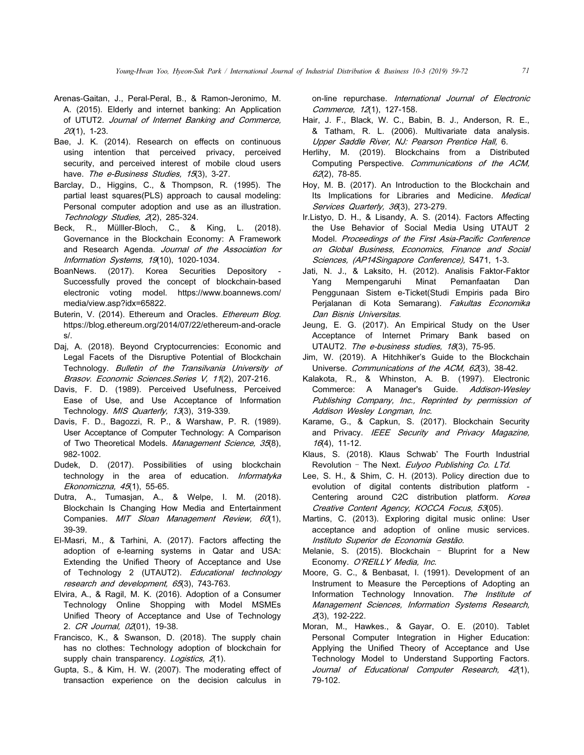Arenas-Gaitan, J., Peral-Peral, B., & Ramon-Jeronimo, M. A. (2015). Elderly and internet banking: An Application of UTUT2. *Journal of Internet Banking and Commerce, 20*(1), 1-23.

Bae, J. K. (2014). Research on effects on continuous using intention that perceived privacy, perceived security, and perceived interest of mobile cloud users have. *The e-Business Studies, 15*(3), 3-27.

Barclay, D., Higgins, C., & Thompson, R. (1995). The partial least squares(PLS) approach to causal modeling: Personal computer adoption and use as an illustration. *Technology Studies, 2*(2), 285-324.

Beck, R., Mülller-Bloch, C., & King, L. (2018). Governance in the Blockchain Economy: A Framework and Research Agenda. *Journal of the Association for Information Systems, 19*(10), 1020-1034.

BoanNews. (2017). Korea Securities Depository - Successfully proved the concept of blockchain-based electronic voting model. https://www.boannews.com/media/view.asp?idx=65822.

Buterin, V. (2014). Ethereum and Oracles. *Ethereum Blog*. https://blog.ethereum.org/2014/07/22/ethereum-and-oracles/.

Daj, A. (2018). Beyond Cryptocurrencies: Economic and Legal Facets of the Disruptive Potential of Blockchain Technology. *Bulletin of the Transilvania University of Brasov. Economic Sciences.Series V, 11*(2), 207-216.

Davis, F. D. (1989). Perceived Usefulness, Perceived Ease of Use, and Use Acceptance of Information Technology. *MIS Quarterly, 13*(3), 319-339.

Davis, F. D., Bagozzi, R. P., & Warshaw, P. R. (1989). User Acceptance of Computer Technology: A Comparison of Two Theoretical Models. *Management Science, 35*(8), 982-1002.

Dudek, D. (2017). Possibilities of using blockchain technology in the area of education. *Informatyka Ekonomiczna, 45*(1), 55-65.

Dutra, A., Tumasjan, A., & Welpe, I. M. (2018). Blockchain Is Changing How Media and Entertainment Companies. *MIT Sloan Management Review, 60*(1), 39-39.

El-Masri, M., & Tarhini, A. (2017). Factors affecting the adoption of e-learning systems in Qatar and USA: Extending the Unified Theory of Acceptance and Use of Technology 2 (UTAUT2). *Educational technology research and development, 65*(3), 743-763.

Elvira, A., & Ragil, M. K. (2016). Adoption of a Consumer Technology Online Shopping with Model MSMEs Unified Theory of Acceptance and Use of Technology 2. *CR Journal, 02*(01), 19-38.

Francisco, K., & Swanson, D. (2018). The supply chain has no clothes: Technology adoption of blockchain for supply chain transparency. *Logistics, 2*(1).

Gupta, S., & Kim, H. W. (2007). The moderating effect of transaction experience on the decision calculus in on-line repurchase. *International Journal of Electronic Commerce, 12*(1), 127-158.

Hair, J. F., Black, W. C., Babin, B. J., Anderson, R. E., & Tatham, R. L. (2006). Multivariate data analysis. *Upper Saddle River, NJ: Pearson Prentice Hall,* 6.

Herlihy, M. (2019). Blockchains from a Distributed Computing Perspective. *Communications of the ACM, 62*(2), 78-85.

Hoy, M. B. (2017). An Introduction to the Blockchain and Its Implications for Libraries and Medicine. *Medical Services Quarterly, 36*(3), 273-279.

Ir.Listyo, D. H., & Lisandy, A. S. (2014). Factors Affecting the Use Behavior of Social Media Using UTAUT 2 Model. *Proceedings of the First Asia-Pacific Conference on Global Business, Economics, Finance and Social Sciences, (AP14Singapore Conference),* S471, 1-3.

Jati, N. J., & Laksito, H. (2012). Analisis Faktor-Faktor Yang Mempengaruhi Minat Pemanfaatan Dan Penggunaan Sistem e-Ticket(Studi Empiris pada Biro Perjalanan di Kota Semarang). *Fakultas Economika Dan Bisnis Universitas.*

Jeung, E. G. (2017). An Empirical Study on the User Acceptance of Internet Primary Bank based on UTAUT2. *The e-business studies, 18*(3), 75-95.

Jim, W. (2019). A Hitchhiker's Guide to the Blockchain Universe. *Communications of the ACM, 62*(3), 38-42.

Kalakota, R., & Whinston, A. B. (1997). Electronic Commerce: A Manager's Guide. *Addison-Wesley Publishing Company, Inc., Reprinted by permission of Addison Wesley Longman, Inc.*

Karame, G., & Capkun, S. (2017). Blockchain Security and Privacy. *IEEE Security and Privacy Magazine, 16*(4), 11-12.

Klaus, S. (2018). Klaus Schwab' The Fourth Industrial Revolution – The Next. *Eulyoo Publishing Co. LTd.*

Lee, S. H., & Shim, C. H. (2013). Policy direction due to evolution of digital contents distribution platform - Centering around C2C distribution platform. *Korea Creative Content Agency, KOCCA Focus, 53*(05).

Martins, C. (2013). Exploring digital music online: User acceptance and adoption of online music services. *Instituto Superior de Economia Gestão.*

Melanie, S. (2015). Blockchain – Bluprint for a New Economy. *O'REILLY Media, Inc.*

Moore, G. C., & Benbasat, I. (1991). Development of an Instrument to Measure the Perceptions of Adopting an Information Technology Innovation. *The Institute of Management Sciences, Information Systems Research, 2*(3), 192-222.

Moran, M., Hawkes., & Gayar, O. E. (2010). Tablet Personal Computer Integration in Higher Education: Applying the Unified Theory of Acceptance and Use Technology Model to Understand Supporting Factors. *Journal of Educational Computer Research, 42*(1), 79-102.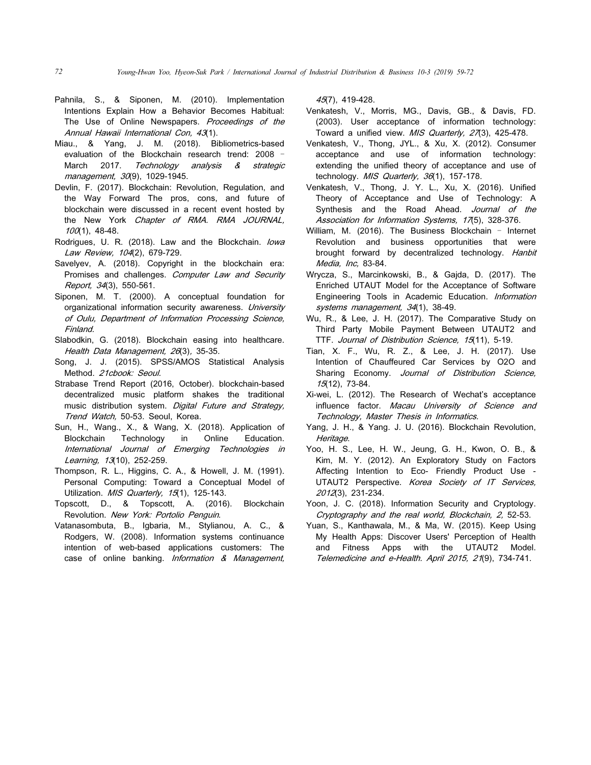Pahnila, S., & Siponen, M. (2010). Implementation Intentions Explain How a Behavior Becomes Habitual: The Use of Online Newspapers. *Proceedings of the Annual Hawaii International Con, 43*(1).

Miau., & Yang, J. M. (2018). Bibliometrics-based evaluation of the Blockchain research trend: 2008 – March 2017. *Technology analysis & strategic management, 30*(9), 1029-1945.

Devlin, F. (2017). Blockchain: Revolution, Regulation, and the Way Forward The pros, cons, and future of blockchain were discussed in a recent event hosted by the New York *Chapter of RMA. RMA JOURNAL, 100*(1), 48-48.

Rodrigues, U. R. (2018). Law and the Blockchain. *Iowa Law Review, 104*(2), 679-729.

Savelyev, A. (2018). Copyright in the blockchain era: Promises and challenges. *Computer Law and Security Report, 34*(3), 550-561.

Siponen, M. T. (2000). A conceptual foundation for organizational information security awareness. *University of Oulu, Department of Information Processing Science, Finland.*

Slabodkin, G. (2018). Blockchain easing into healthcare. *Health Data Management, 26*(3), 35-35.

Song, J. J. (2015). SPSS/AMOS Statistical Analysis Method. *21cbook: Seoul.*

Strabase Trend Report (2016, October). blockchain-based decentralized music platform shakes the traditional music distribution system. *Digital Future and Strategy, Trend Watch,* 50-53. Seoul, Korea.

Sun, H., Wang., X., & Wang, X. (2018). Application of Blockchain Technology in Online Education. *International Journal of Emerging Technologies in Learning, 13*(10), 252-259.

Thompson, R. L., Higgins, C. A., & Howell, J. M. (1991). Personal Computing: Toward a Conceptual Model of Utilization. *MIS Quarterly, 15*(1), 125-143.

Topscott, D., & Topscott, A. (2016). Blockchain Revolution. *New York: Portolio Penguin*.

Vatanasombuta, B., Igbaria, M., Stylianou, A. C., & Rodgers, W. (2008). Information systems continuance intention of web-based applications customers: The case of online banking. *Information & Management, 45*(7), 419-428.

Venkatesh, V., Morris, MG., Davis, GB., & Davis, FD. (2003). User acceptance of information technology: Toward a unified view. *MIS Quarterly, 27*(3), 425-478.

Venkatesh, V., Thong, JYL., & Xu, X. (2012). Consumer acceptance and use of information technology: extending the unified theory of acceptance and use of technology. *MIS Quarterly, 36*(1), 157-178.

Venkatesh, V., Thong, J. Y. L., Xu, X. (2016). Unified Theory of Acceptance and Use of Technology: A Synthesis and the Road Ahead. *Journal of the Association for Information Systems, 17*(5), 328-376.

William, M. (2016). The Business Blockchain – Internet Revolution and business opportunities that were brought forward by decentralized technology. *Hanbit Media, Inc,* 83-84.

Wrycza, S., Marcinkowski, B., & Gajda, D. (2017). The Enriched UTAUT Model for the Acceptance of Software Engineering Tools in Academic Education. *Information systems management, 34*(1), 38-49.

Wu, R., & Lee, J. H. (2017). The Comparative Study on Third Party Mobile Payment Between UTAUT2 and TTF. *Journal of Distribution Science, 15*(11), 5-19.

Tian, X. F., Wu, R. Z., & Lee, J. H. (2017). Use Intention of Chauffeured Car Services by O2O and Sharing Economy. *Journal of Distribution Science, 15*(12), 73-84.

Xi-wei, L. (2012). The Research of Wechat's acceptance influence factor. *Macau University of Science and Technology, Master Thesis in Informatics.*

Yang, J. H., & Yang. J. U. (2016). Blockchain Revolution, *Heritage*.

Yoo, H. S., Lee, H. W., Jeung, G. H., Kwon, O. B., & Kim, M. Y. (2012). An Exploratory Study on Factors Affecting Intention to Eco- Friendly Product Use - UTAUT2 Perspective. *Korea Society of IT Services, 2012*(3), 231-234.

Yoon, J. C. (2018). Information Security and Cryptology. *Cryptography and the real world, Blockchain, 2,* 52-53.

Yuan, S., Kanthawala, M., & Ma, W. (2015). Keep Using My Health Apps: Discover Users' Perception of Health and Fitness Apps with the UTAUT2 Model. *Telemedicine and e-Health. April 2015, 21*(9), 734-741.